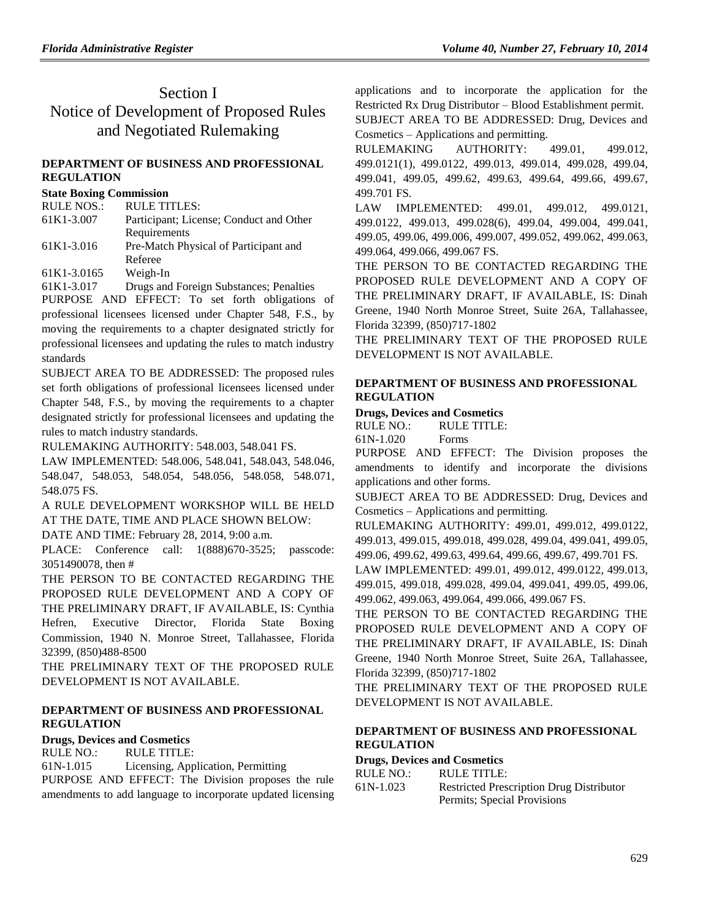# Section I
# Notice of Development of Proposed Rules and Negotiated Rulemaking

## DEPARTMENT OF BUSINESS AND PROFESSIONAL REGULATION

### State Boxing Commission

| RULE NOS.: | RULE TITLES: |
|---|---|
| 61K1-3.007 | Participant; License; Conduct and Other Requirements |
| 61K1-3.016 | Pre-Match Physical of Participant and Referee |
| 61K1-3.0165 | Weigh-In |
| 61K1-3.017 | Drugs and Foreign Substances; Penalties |

PURPOSE AND EFFECT: To set forth obligations of professional licensees licensed under Chapter 548, F.S., by moving the requirements to a chapter designated strictly for professional licensees and updating the rules to match industry standards

SUBJECT AREA TO BE ADDRESSED: The proposed rules set forth obligations of professional licensees licensed under Chapter 548, F.S., by moving the requirements to a chapter designated strictly for professional licensees and updating the rules to match industry standards.

RULEMAKING AUTHORITY: 548.003, 548.041 FS.

LAW IMPLEMENTED: 548.006, 548.041, 548.043, 548.046, 548.047, 548.053, 548.054, 548.056, 548.058, 548.071, 548.075 FS.

A RULE DEVELOPMENT WORKSHOP WILL BE HELD AT THE DATE, TIME AND PLACE SHOWN BELOW:

DATE AND TIME: February 28, 2014, 9:00 a.m.

PLACE: Conference call: 1(888)670-3525; passcode: 3051490078, then #

THE PERSON TO BE CONTACTED REGARDING THE PROPOSED RULE DEVELOPMENT AND A COPY OF THE PRELIMINARY DRAFT, IF AVAILABLE, IS: Cynthia Hefren, Executive Director, Florida State Boxing Commission, 1940 N. Monroe Street, Tallahassee, Florida 32399, (850)488-8500

THE PRELIMINARY TEXT OF THE PROPOSED RULE DEVELOPMENT IS NOT AVAILABLE.

## DEPARTMENT OF BUSINESS AND PROFESSIONAL REGULATION

### Drugs, Devices and Cosmetics

| RULE NO.: | RULE TITLE: |
|---|---|
| 61N-1.015 | Licensing, Application, Permitting |

PURPOSE AND EFFECT: The Division proposes the rule amendments to add language to incorporate updated licensing applications and to incorporate the application for the Restricted Rx Drug Distributor – Blood Establishment permit.

SUBJECT AREA TO BE ADDRESSED: Drug, Devices and Cosmetics – Applications and permitting.

RULEMAKING AUTHORITY: 499.01, 499.012, 499.0121(1), 499.0122, 499.013, 499.014, 499.028, 499.04, 499.041, 499.05, 499.62, 499.63, 499.64, 499.66, 499.67, 499.701 FS.

LAW IMPLEMENTED: 499.01, 499.012, 499.0121, 499.0122, 499.013, 499.028(6), 499.04, 499.004, 499.041, 499.05, 499.06, 499.006, 499.007, 499.052, 499.062, 499.063, 499.064, 499.066, 499.067 FS.

THE PERSON TO BE CONTACTED REGARDING THE PROPOSED RULE DEVELOPMENT AND A COPY OF THE PRELIMINARY DRAFT, IF AVAILABLE, IS: Dinah Greene, 1940 North Monroe Street, Suite 26A, Tallahassee, Florida 32399, (850)717-1802

THE PRELIMINARY TEXT OF THE PROPOSED RULE DEVELOPMENT IS NOT AVAILABLE.

## DEPARTMENT OF BUSINESS AND PROFESSIONAL REGULATION

### Drugs, Devices and Cosmetics

| RULE NO.: | RULE TITLE: |
|---|---|
| 61N-1.020 | Forms |

PURPOSE AND EFFECT: The Division proposes the amendments to identify and incorporate the divisions applications and other forms.

SUBJECT AREA TO BE ADDRESSED: Drug, Devices and Cosmetics – Applications and permitting.

RULEMAKING AUTHORITY: 499.01, 499.012, 499.0122, 499.013, 499.015, 499.018, 499.028, 499.04, 499.041, 499.05, 499.06, 499.62, 499.63, 499.64, 499.66, 499.67, 499.701 FS.

LAW IMPLEMENTED: 499.01, 499.012, 499.0122, 499.013, 499.015, 499.018, 499.028, 499.04, 499.041, 499.05, 499.06, 499.062, 499.063, 499.064, 499.066, 499.067 FS.

THE PERSON TO BE CONTACTED REGARDING THE PROPOSED RULE DEVELOPMENT AND A COPY OF THE PRELIMINARY DRAFT, IF AVAILABLE, IS: Dinah Greene, 1940 North Monroe Street, Suite 26A, Tallahassee, Florida 32399, (850)717-1802

THE PRELIMINARY TEXT OF THE PROPOSED RULE DEVELOPMENT IS NOT AVAILABLE.

## DEPARTMENT OF BUSINESS AND PROFESSIONAL REGULATION

### Drugs, Devices and Cosmetics

| RULE NO.: | RULE TITLE: |
|---|---|
| 61N-1.023 | Restricted Prescription Drug Distributor Permits; Special Provisions |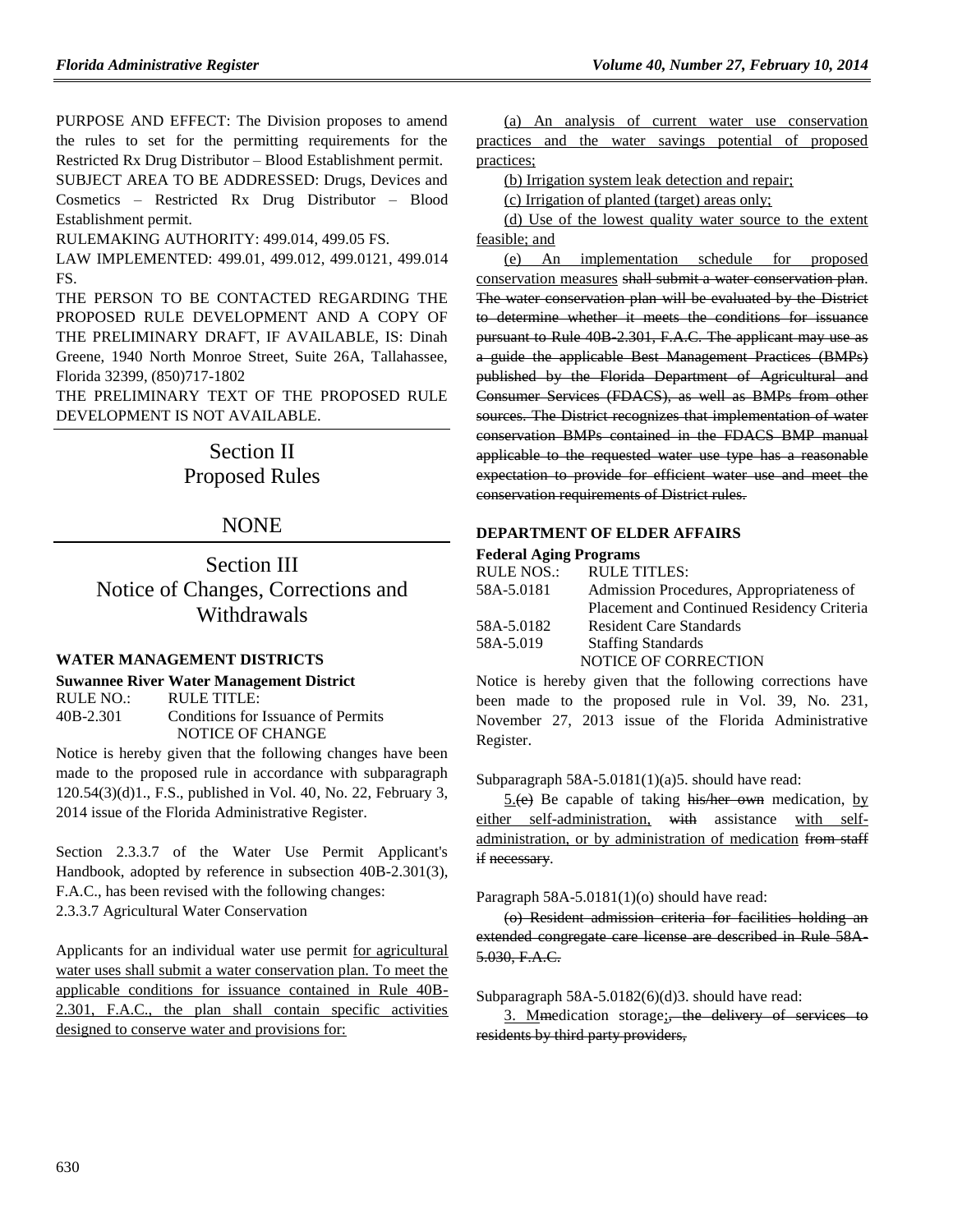PURPOSE AND EFFECT: The Division proposes to amend the rules to set for the permitting requirements for the Restricted Rx Drug Distributor – Blood Establishment permit.

SUBJECT AREA TO BE ADDRESSED: Drugs, Devices and Cosmetics – Restricted Rx Drug Distributor – Blood Establishment permit.

RULEMAKING AUTHORITY: 499.014, 499.05 FS.

LAW IMPLEMENTED: 499.01, 499.012, 499.0121, 499.014 FS.

THE PERSON TO BE CONTACTED REGARDING THE PROPOSED RULE DEVELOPMENT AND A COPY OF THE PRELIMINARY DRAFT, IF AVAILABLE, IS: Dinah Greene, 1940 North Monroe Street, Suite 26A, Tallahassee, Florida 32399, (850)717-1802

THE PRELIMINARY TEXT OF THE PROPOSED RULE DEVELOPMENT IS NOT AVAILABLE.

# Section II Proposed Rules

# NONE

# Section III Notice of Changes, Corrections and Withdrawals

### WATER MANAGEMENT DISTRICTS

**Suwannee River Water Management District**

RULE NO.: RULE TITLE:
40B-2.301 Conditions for Issuance of Permits

NOTICE OF CHANGE

Notice is hereby given that the following changes have been made to the proposed rule in accordance with subparagraph 120.54(3)(d)1., F.S., published in Vol. 40, No. 22, February 3, 2014 issue of the Florida Administrative Register.

Section 2.3.3.7 of the Water Use Permit Applicant's Handbook, adopted by reference in subsection 40B-2.301(3), F.A.C., has been revised with the following changes:

2.3.3.7 Agricultural Water Conservation

Applicants for an individual water use permit for agricultural water uses shall submit a water conservation plan. To meet the applicable conditions for issuance contained in Rule 40B-2.301, F.A.C., the plan shall contain specific activities designed to conserve water and provisions for:

(a) An analysis of current water use conservation practices and the water savings potential of proposed practices;

(b) Irrigation system leak detection and repair;

(c) Irrigation of planted (target) areas only;

(d) Use of the lowest quality water source to the extent feasible; and

(e) An implementation schedule for proposed conservation measures ~~shall submit a water conservation plan. The water conservation plan will be evaluated by the District to determine whether it meets the conditions for issuance pursuant to Rule 40B-2.301, F.A.C. The applicant may use as a guide the applicable Best Management Practices (BMPs) published by the Florida Department of Agricultural and Consumer Services (FDACS), as well as BMPs from other sources. The District recognizes that implementation of water conservation BMPs contained in the FDACS BMP manual applicable to the requested water use type has a reasonable expectation to provide for efficient water use and meet the conservation requirements of District rules~~.

### DEPARTMENT OF ELDER AFFAIRS

**Federal Aging Programs**

| RULE NOS.: | RULE TITLES: |
|---|---|
| 58A-5.0181 | Admission Procedures, Appropriateness of Placement and Continued Residency Criteria |
| 58A-5.0182 | Resident Care Standards |
| 58A-5.019 | Staffing Standards |

NOTICE OF CORRECTION

Notice is hereby given that the following corrections have been made to the proposed rule in Vol. 39, No. 231, November 27, 2013 issue of the Florida Administrative Register.

Subparagraph 58A-5.0181(1)(a)5. should have read:

5.~~(e)~~ Be capable of taking ~~his/her own~~ medication, by either self-administration, ~~with~~ assistance with self-administration, or by administration of medication ~~from staff if necessary~~.

Paragraph 58A-5.0181(1)(o) should have read:

~~(o) Resident admission criteria for facilities holding an extended congregate care license are described in Rule 58A-5.030, F.A.C.~~

Subparagraph 58A-5.0182(6)(d)3. should have read:

3. M~~m~~edication storage;~~, the delivery of services to residents by third party providers,~~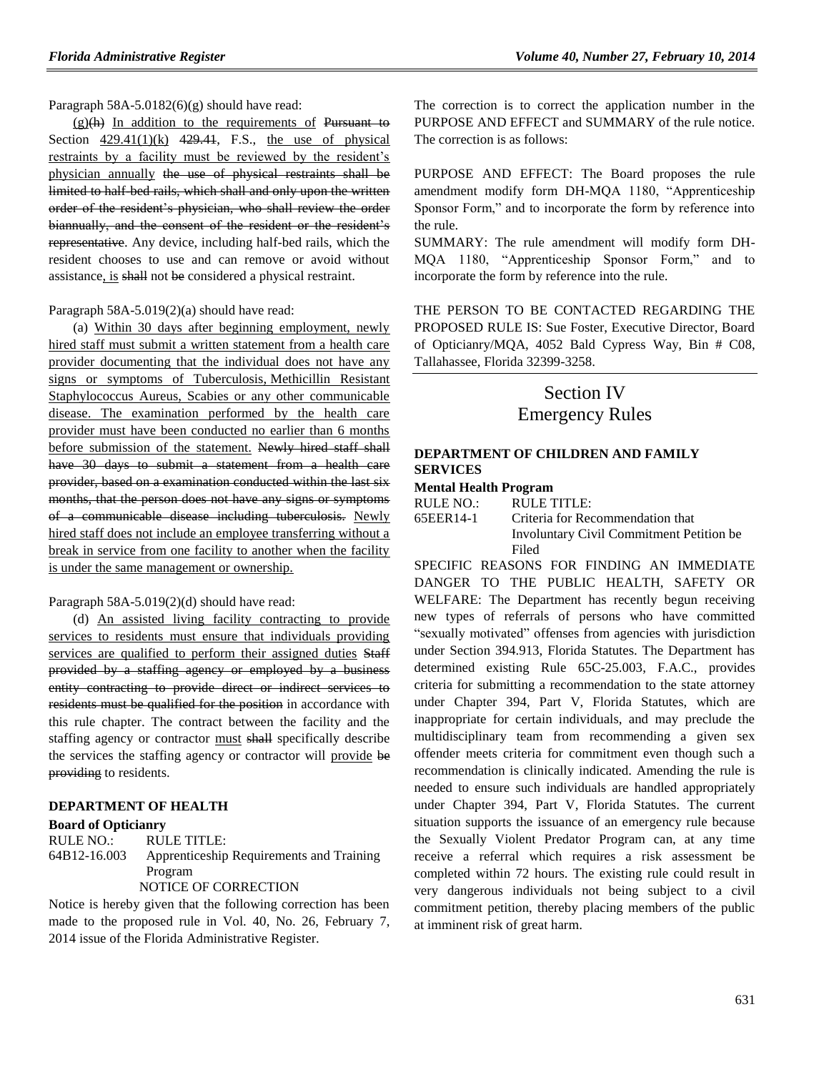Paragraph 58A-5.0182(6)(g) should have read:

<u>(g)</u>~~(h)~~ <u>In addition to the requirements of</u> ~~Pursuant to~~ Section <u>429.41(1)(k)</u> ~~429.41~~, F.S., <u>the use of physical restraints by a facility must be reviewed by the resident's physician annually</u> ~~the use of physical restraints shall be limited to half-bed rails, which shall and only upon the written order of the resident's physician, who shall review the order biannually, and the consent of the resident or the resident's representative~~. Any device, including half-bed rails, which the resident chooses to use and can remove or avoid without assistance<u>, is</u> ~~shall~~ not ~~be~~ considered a physical restraint.

Paragraph 58A-5.019(2)(a) should have read:

(a) <u>Within 30 days after beginning employment, newly hired staff must submit a written statement from a health care provider documenting that the individual does not have any signs or symptoms of Tuberculosis, Methicillin Resistant Staphylococcus Aureus, Scabies or any other communicable disease. The examination performed by the health care provider must have been conducted no earlier than 6 months before submission of the statement.</u> ~~Newly hired staff shall have 30 days to submit a statement from a health care provider, based on a examination conducted within the last six months, that the person does not have any signs or symptoms of a communicable disease including tuberculosis.~~ <u>Newly hired staff does not include an employee transferring without a break in service from one facility to another when the facility is under the same management or ownership.</u>

Paragraph 58A-5.019(2)(d) should have read:

(d) <u>An assisted living facility contracting to provide services to residents must ensure that individuals providing services are qualified to perform their assigned duties</u> ~~Staff provided by a staffing agency or employed by a business entity contracting to provide direct or indirect services to residents must be qualified for the position~~ in accordance with this rule chapter. The contract between the facility and the staffing agency or contractor <u>must</u> ~~shall~~ specifically describe the services the staffing agency or contractor will <u>provide</u> ~~be providing~~ to residents.

**DEPARTMENT OF HEALTH**

**Board of Opticianry**

RULE NO.: RULE TITLE:
64B12-16.003 Apprenticeship Requirements and Training Program

NOTICE OF CORRECTION

Notice is hereby given that the following correction has been made to the proposed rule in Vol. 40, No. 26, February 7, 2014 issue of the Florida Administrative Register.

The correction is to correct the application number in the PURPOSE AND EFFECT and SUMMARY of the rule notice. The correction is as follows:

PURPOSE AND EFFECT: The Board proposes the rule amendment modify form DH-MQA 1180, "Apprenticeship Sponsor Form," and to incorporate the form by reference into the rule.

SUMMARY: The rule amendment will modify form DH-MQA 1180, "Apprenticeship Sponsor Form," and to incorporate the form by reference into the rule.

THE PERSON TO BE CONTACTED REGARDING THE PROPOSED RULE IS: Sue Foster, Executive Director, Board of Opticianry/MQA, 4052 Bald Cypress Way, Bin # C08, Tallahassee, Florida 32399-3258.

## Section IV
## Emergency Rules

**DEPARTMENT OF CHILDREN AND FAMILY SERVICES**

**Mental Health Program**

RULE NO.: RULE TITLE:
65EER14-1 Criteria for Recommendation that Involuntary Civil Commitment Petition be Filed

SPECIFIC REASONS FOR FINDING AN IMMEDIATE DANGER TO THE PUBLIC HEALTH, SAFETY OR WELFARE: The Department has recently begun receiving new types of referrals of persons who have committed "sexually motivated" offenses from agencies with jurisdiction under Section 394.913, Florida Statutes. The Department has determined existing Rule 65C-25.003, F.A.C., provides criteria for submitting a recommendation to the state attorney under Chapter 394, Part V, Florida Statutes, which are inappropriate for certain individuals, and may preclude the multidisciplinary team from recommending a given sex offender meets criteria for commitment even though such a recommendation is clinically indicated. Amending the rule is needed to ensure such individuals are handled appropriately under Chapter 394, Part V, Florida Statutes. The current situation supports the issuance of an emergency rule because the Sexually Violent Predator Program can, at any time receive a referral which requires a risk assessment be completed within 72 hours. The existing rule could result in very dangerous individuals not being subject to a civil commitment petition, thereby placing members of the public at imminent risk of great harm.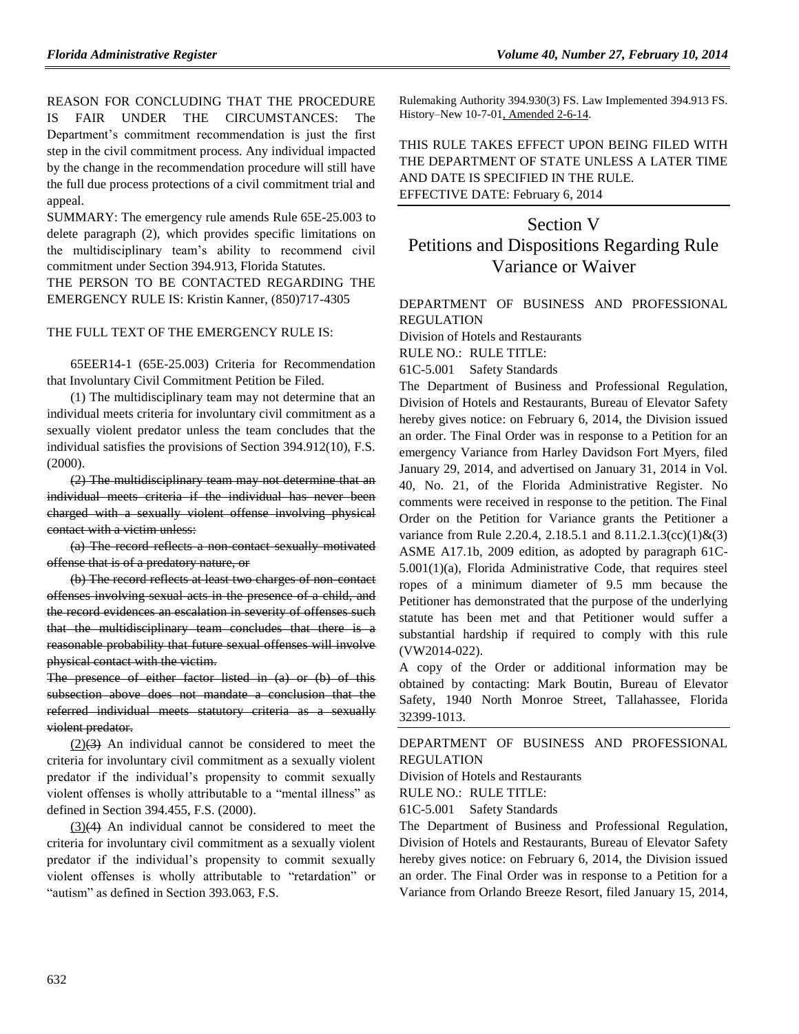REASON FOR CONCLUDING THAT THE PROCEDURE IS FAIR UNDER THE CIRCUMSTANCES: The Department's commitment recommendation is just the first step in the civil commitment process. Any individual impacted by the change in the recommendation procedure will still have the full due process protections of a civil commitment trial and appeal.

SUMMARY: The emergency rule amends Rule 65E-25.003 to delete paragraph (2), which provides specific limitations on the multidisciplinary team's ability to recommend civil commitment under Section 394.913, Florida Statutes.

THE PERSON TO BE CONTACTED REGARDING THE EMERGENCY RULE IS: Kristin Kanner, (850)717-4305

THE FULL TEXT OF THE EMERGENCY RULE IS:

65EER14-1 (65E-25.003) Criteria for Recommendation that Involuntary Civil Commitment Petition be Filed.

(1) The multidisciplinary team may not determine that an individual meets criteria for involuntary civil commitment as a sexually violent predator unless the team concludes that the individual satisfies the provisions of Section 394.912(10), F.S. (2000).

~~(2) The multidisciplinary team may not determine that an individual meets criteria if the individual has never been charged with a sexually violent offense involving physical contact with a victim unless:~~

~~(a) The record reflects a non-contact sexually motivated offense that is of a predatory nature, or~~

~~(b) The record reflects at least two charges of non-contact offenses involving sexual acts in the presence of a child, and the record evidences an escalation in severity of offenses such that the multidisciplinary team concludes that there is a reasonable probability that future sexual offenses will involve physical contact with the victim.~~

~~The presence of either factor listed in (a) or (b) of this subsection above does not mandate a conclusion that the referred individual meets statutory criteria as a sexually violent predator.~~

<u>(2)</u>~~(3)~~ An individual cannot be considered to meet the criteria for involuntary civil commitment as a sexually violent predator if the individual's propensity to commit sexually violent offenses is wholly attributable to a "mental illness" as defined in Section 394.455, F.S. (2000).

<u>(3)</u>~~(4)~~ An individual cannot be considered to meet the criteria for involuntary civil commitment as a sexually violent predator if the individual's propensity to commit sexually violent offenses is wholly attributable to "retardation" or "autism" as defined in Section 393.063, F.S.

Rulemaking Authority 394.930(3) FS. Law Implemented 394.913 FS. History–New 10-7-01<u>, Amended 2-6-14</u>.

THIS RULE TAKES EFFECT UPON BEING FILED WITH THE DEPARTMENT OF STATE UNLESS A LATER TIME AND DATE IS SPECIFIED IN THE RULE.
EFFECTIVE DATE: February 6, 2014

# Section V
# Petitions and Dispositions Regarding Rule Variance or Waiver

DEPARTMENT OF BUSINESS AND PROFESSIONAL REGULATION

Division of Hotels and Restaurants

RULE NO.: RULE TITLE:

61C-5.001 Safety Standards

The Department of Business and Professional Regulation, Division of Hotels and Restaurants, Bureau of Elevator Safety hereby gives notice: on February 6, 2014, the Division issued an order. The Final Order was in response to a Petition for an emergency Variance from Harley Davidson Fort Myers, filed January 29, 2014, and advertised on January 31, 2014 in Vol. 40, No. 21, of the Florida Administrative Register. No comments were received in response to the petition. The Final Order on the Petition for Variance grants the Petitioner a variance from Rule 2.20.4, 2.18.5.1 and 8.11.2.1.3(cc)(1)&(3) ASME A17.1b, 2009 edition, as adopted by paragraph 61C-5.001(1)(a), Florida Administrative Code, that requires steel ropes of a minimum diameter of 9.5 mm because the Petitioner has demonstrated that the purpose of the underlying statute has been met and that Petitioner would suffer a substantial hardship if required to comply with this rule (VW2014-022).

A copy of the Order or additional information may be obtained by contacting: Mark Boutin, Bureau of Elevator Safety, 1940 North Monroe Street, Tallahassee, Florida 32399-1013.

DEPARTMENT OF BUSINESS AND PROFESSIONAL REGULATION

Division of Hotels and Restaurants

RULE NO.: RULE TITLE:

61C-5.001 Safety Standards

The Department of Business and Professional Regulation, Division of Hotels and Restaurants, Bureau of Elevator Safety hereby gives notice: on February 6, 2014, the Division issued an order. The Final Order was in response to a Petition for a Variance from Orlando Breeze Resort, filed January 15, 2014,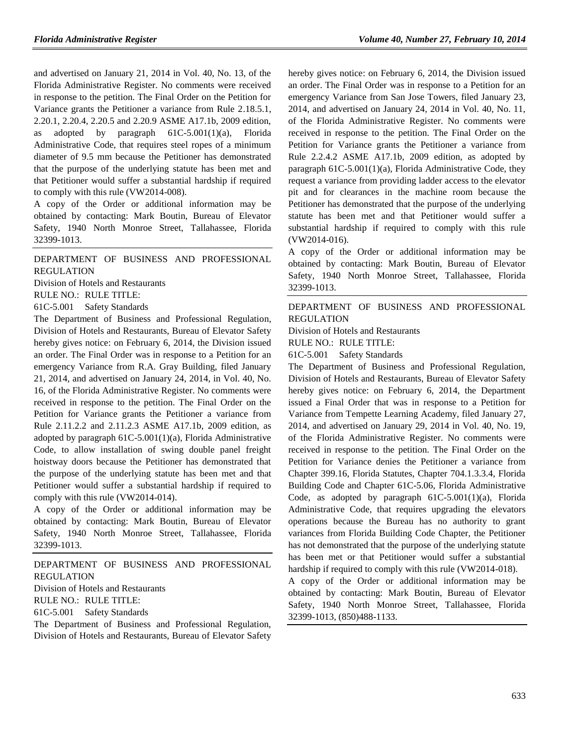and advertised on January 21, 2014 in Vol. 40, No. 13, of the Florida Administrative Register. No comments were received in response to the petition. The Final Order on the Petition for Variance grants the Petitioner a variance from Rule 2.18.5.1, 2.20.1, 2.20.4, 2.20.5 and 2.20.9 ASME A17.1b, 2009 edition, as adopted by paragraph 61C-5.001(1)(a), Florida Administrative Code, that requires steel ropes of a minimum diameter of 9.5 mm because the Petitioner has demonstrated that the purpose of the underlying statute has been met and that Petitioner would suffer a substantial hardship if required to comply with this rule (VW2014-008).

A copy of the Order or additional information may be obtained by contacting: Mark Boutin, Bureau of Elevator Safety, 1940 North Monroe Street, Tallahassee, Florida 32399-1013.

DEPARTMENT OF BUSINESS AND PROFESSIONAL REGULATION

Division of Hotels and Restaurants

RULE NO.: RULE TITLE:

61C-5.001 Safety Standards

The Department of Business and Professional Regulation, Division of Hotels and Restaurants, Bureau of Elevator Safety hereby gives notice: on February 6, 2014, the Division issued an order. The Final Order was in response to a Petition for an emergency Variance from R.A. Gray Building, filed January 21, 2014, and advertised on January 24, 2014, in Vol. 40, No. 16, of the Florida Administrative Register. No comments were received in response to the petition. The Final Order on the Petition for Variance grants the Petitioner a variance from Rule 2.11.2.2 and 2.11.2.3 ASME A17.1b, 2009 edition, as adopted by paragraph 61C-5.001(1)(a), Florida Administrative Code, to allow installation of swing double panel freight hoistway doors because the Petitioner has demonstrated that the purpose of the underlying statute has been met and that Petitioner would suffer a substantial hardship if required to comply with this rule (VW2014-014).

A copy of the Order or additional information may be obtained by contacting: Mark Boutin, Bureau of Elevator Safety, 1940 North Monroe Street, Tallahassee, Florida 32399-1013.

DEPARTMENT OF BUSINESS AND PROFESSIONAL REGULATION

Division of Hotels and Restaurants

RULE NO.: RULE TITLE:

61C-5.001 Safety Standards

The Department of Business and Professional Regulation, Division of Hotels and Restaurants, Bureau of Elevator Safety hereby gives notice: on February 6, 2014, the Division issued an order. The Final Order was in response to a Petition for an emergency Variance from San Jose Towers, filed January 23, 2014, and advertised on January 24, 2014 in Vol. 40, No. 11, of the Florida Administrative Register. No comments were received in response to the petition. The Final Order on the Petition for Variance grants the Petitioner a variance from Rule 2.2.4.2 ASME A17.1b, 2009 edition, as adopted by paragraph 61C-5.001(1)(a), Florida Administrative Code, they request a variance from providing ladder access to the elevator pit and for clearances in the machine room because the Petitioner has demonstrated that the purpose of the underlying statute has been met and that Petitioner would suffer a substantial hardship if required to comply with this rule (VW2014-016).

A copy of the Order or additional information may be obtained by contacting: Mark Boutin, Bureau of Elevator Safety, 1940 North Monroe Street, Tallahassee, Florida 32399-1013.

DEPARTMENT OF BUSINESS AND PROFESSIONAL REGULATION

Division of Hotels and Restaurants

RULE NO.: RULE TITLE:

61C-5.001 Safety Standards

The Department of Business and Professional Regulation, Division of Hotels and Restaurants, Bureau of Elevator Safety hereby gives notice: on February 6, 2014, the Department issued a Final Order that was in response to a Petition for Variance from Tempette Learning Academy, filed January 27, 2014, and advertised on January 29, 2014 in Vol. 40, No. 19, of the Florida Administrative Register. No comments were received in response to the petition. The Final Order on the Petition for Variance denies the Petitioner a variance from Chapter 399.16, Florida Statutes, Chapter 704.1.3.3.4, Florida Building Code and Chapter 61C-5.06, Florida Administrative Code, as adopted by paragraph 61C-5.001(1)(a), Florida Administrative Code, that requires upgrading the elevators operations because the Bureau has no authority to grant variances from Florida Building Code Chapter, the Petitioner has not demonstrated that the purpose of the underlying statute has been met or that Petitioner would suffer a substantial hardship if required to comply with this rule (VW2014-018).

A copy of the Order or additional information may be obtained by contacting: Mark Boutin, Bureau of Elevator Safety, 1940 North Monroe Street, Tallahassee, Florida 32399-1013, (850)488-1133.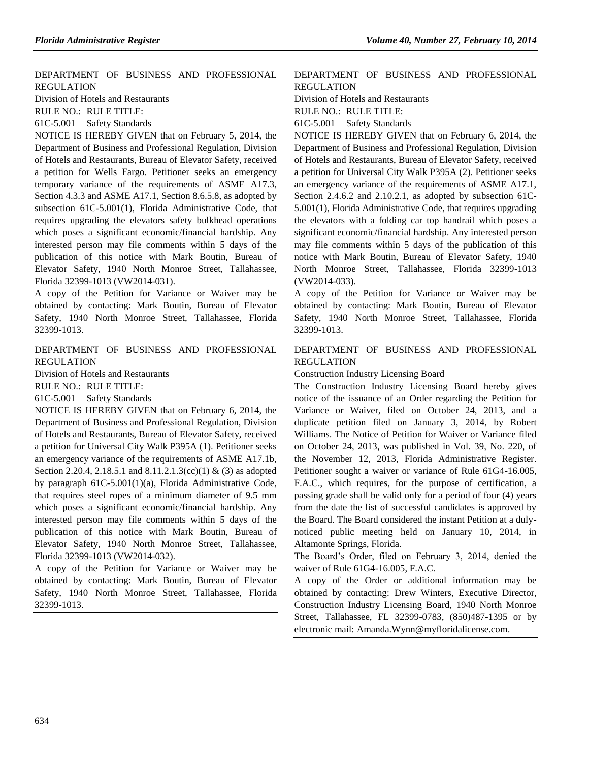DEPARTMENT OF BUSINESS AND PROFESSIONAL REGULATION

Division of Hotels and Restaurants

RULE NO.: RULE TITLE:

61C-5.001 Safety Standards

NOTICE IS HEREBY GIVEN that on February 5, 2014, the Department of Business and Professional Regulation, Division of Hotels and Restaurants, Bureau of Elevator Safety, received a petition for Wells Fargo. Petitioner seeks an emergency temporary variance of the requirements of ASME A17.3, Section 4.3.3 and ASME A17.1, Section 8.6.5.8, as adopted by subsection 61C-5.001(1), Florida Administrative Code, that requires upgrading the elevators safety bulkhead operations which poses a significant economic/financial hardship. Any interested person may file comments within 5 days of the publication of this notice with Mark Boutin, Bureau of Elevator Safety, 1940 North Monroe Street, Tallahassee, Florida 32399-1013 (VW2014-031).

A copy of the Petition for Variance or Waiver may be obtained by contacting: Mark Boutin, Bureau of Elevator Safety, 1940 North Monroe Street, Tallahassee, Florida 32399-1013.

---

DEPARTMENT OF BUSINESS AND PROFESSIONAL REGULATION

Division of Hotels and Restaurants

RULE NO.: RULE TITLE:

61C-5.001 Safety Standards

NOTICE IS HEREBY GIVEN that on February 6, 2014, the Department of Business and Professional Regulation, Division of Hotels and Restaurants, Bureau of Elevator Safety, received a petition for Universal City Walk P395A (1). Petitioner seeks an emergency variance of the requirements of ASME A17.1b, Section 2.20.4, 2.18.5.1 and 8.11.2.1.3(cc)(1) & (3) as adopted by paragraph 61C-5.001(1)(a), Florida Administrative Code, that requires steel ropes of a minimum diameter of 9.5 mm which poses a significant economic/financial hardship. Any interested person may file comments within 5 days of the publication of this notice with Mark Boutin, Bureau of Elevator Safety, 1940 North Monroe Street, Tallahassee, Florida 32399-1013 (VW2014-032).

A copy of the Petition for Variance or Waiver may be obtained by contacting: Mark Boutin, Bureau of Elevator Safety, 1940 North Monroe Street, Tallahassee, Florida 32399-1013.

---

DEPARTMENT OF BUSINESS AND PROFESSIONAL REGULATION

Division of Hotels and Restaurants

RULE NO.: RULE TITLE:

61C-5.001 Safety Standards

NOTICE IS HEREBY GIVEN that on February 6, 2014, the Department of Business and Professional Regulation, Division of Hotels and Restaurants, Bureau of Elevator Safety, received a petition for Universal City Walk P395A (2). Petitioner seeks an emergency variance of the requirements of ASME A17.1, Section 2.4.6.2 and 2.10.2.1, as adopted by subsection 61C-5.001(1), Florida Administrative Code, that requires upgrading the elevators with a folding car top handrail which poses a significant economic/financial hardship. Any interested person may file comments within 5 days of the publication of this notice with Mark Boutin, Bureau of Elevator Safety, 1940 North Monroe Street, Tallahassee, Florida 32399-1013 (VW2014-033).

A copy of the Petition for Variance or Waiver may be obtained by contacting: Mark Boutin, Bureau of Elevator Safety, 1940 North Monroe Street, Tallahassee, Florida 32399-1013.

---

DEPARTMENT OF BUSINESS AND PROFESSIONAL REGULATION

Construction Industry Licensing Board

The Construction Industry Licensing Board hereby gives notice of the issuance of an Order regarding the Petition for Variance or Waiver, filed on October 24, 2013, and a duplicate petition filed on January 3, 2014, by Robert Williams. The Notice of Petition for Waiver or Variance filed on October 24, 2013, was published in Vol. 39, No. 220, of the November 12, 2013, Florida Administrative Register. Petitioner sought a waiver or variance of Rule 61G4-16.005, F.A.C., which requires, for the purpose of certification, a passing grade shall be valid only for a period of four (4) years from the date the list of successful candidates is approved by the Board. The Board considered the instant Petition at a duly-noticed public meeting held on January 10, 2014, in Altamonte Springs, Florida.

The Board's Order, filed on February 3, 2014, denied the waiver of Rule 61G4-16.005, F.A.C.

A copy of the Order or additional information may be obtained by contacting: Drew Winters, Executive Director, Construction Industry Licensing Board, 1940 North Monroe Street, Tallahassee, FL 32399-0783, (850)487-1395 or by electronic mail: Amanda.Wynn@myfloridalicense.com.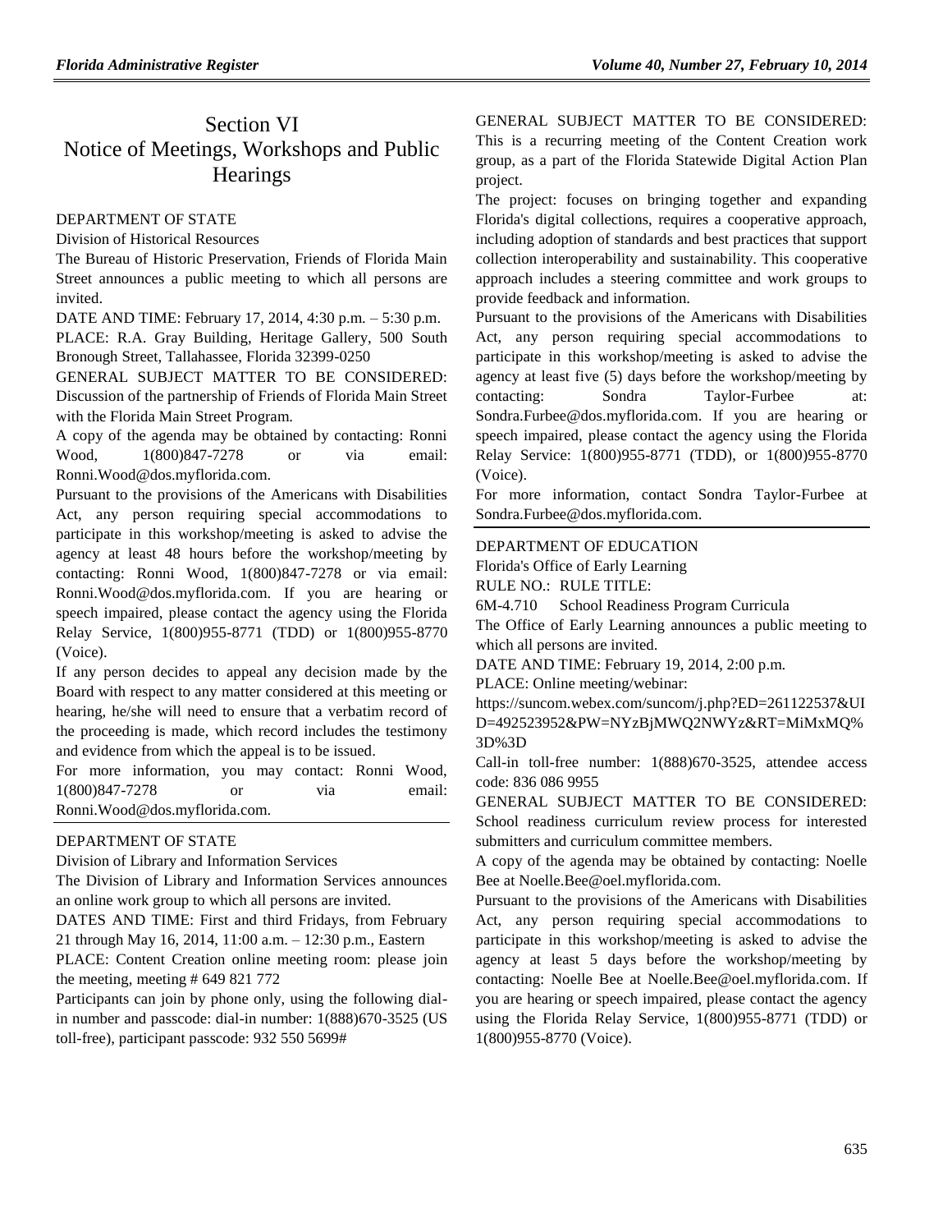# Section VI Notice of Meetings, Workshops and Public Hearings

DEPARTMENT OF STATE

Division of Historical Resources

The Bureau of Historic Preservation, Friends of Florida Main Street announces a public meeting to which all persons are invited.

DATE AND TIME: February 17, 2014, 4:30 p.m. – 5:30 p.m.

PLACE: R.A. Gray Building, Heritage Gallery, 500 South Bronough Street, Tallahassee, Florida 32399-0250

GENERAL SUBJECT MATTER TO BE CONSIDERED: Discussion of the partnership of Friends of Florida Main Street with the Florida Main Street Program.

A copy of the agenda may be obtained by contacting: Ronni Wood, 1(800)847-7278 or via email: Ronni.Wood@dos.myflorida.com.

Pursuant to the provisions of the Americans with Disabilities Act, any person requiring special accommodations to participate in this workshop/meeting is asked to advise the agency at least 48 hours before the workshop/meeting by contacting: Ronni Wood, 1(800)847-7278 or via email: Ronni.Wood@dos.myflorida.com. If you are hearing or speech impaired, please contact the agency using the Florida Relay Service, 1(800)955-8771 (TDD) or 1(800)955-8770 (Voice).

If any person decides to appeal any decision made by the Board with respect to any matter considered at this meeting or hearing, he/she will need to ensure that a verbatim record of the proceeding is made, which record includes the testimony and evidence from which the appeal is to be issued.

For more information, you may contact: Ronni Wood, 1(800)847-7278 or via email: Ronni.Wood@dos.myflorida.com.

---

DEPARTMENT OF STATE

Division of Library and Information Services

The Division of Library and Information Services announces an online work group to which all persons are invited.

DATES AND TIME: First and third Fridays, from February 21 through May 16, 2014, 11:00 a.m. – 12:30 p.m., Eastern

PLACE: Content Creation online meeting room: please join the meeting, meeting # 649 821 772

Participants can join by phone only, using the following dial-in number and passcode: dial-in number: 1(888)670-3525 (US toll-free), participant passcode: 932 550 5699#

GENERAL SUBJECT MATTER TO BE CONSIDERED: This is a recurring meeting of the Content Creation work group, as a part of the Florida Statewide Digital Action Plan project.

The project: focuses on bringing together and expanding Florida's digital collections, requires a cooperative approach, including adoption of standards and best practices that support collection interoperability and sustainability. This cooperative approach includes a steering committee and work groups to provide feedback and information.

Pursuant to the provisions of the Americans with Disabilities Act, any person requiring special accommodations to participate in this workshop/meeting is asked to advise the agency at least five (5) days before the workshop/meeting by contacting: Sondra Taylor-Furbee at: Sondra.Furbee@dos.myflorida.com. If you are hearing or speech impaired, please contact the agency using the Florida Relay Service: 1(800)955-8771 (TDD), or 1(800)955-8770 (Voice).

For more information, contact Sondra Taylor-Furbee at Sondra.Furbee@dos.myflorida.com.

---

DEPARTMENT OF EDUCATION

Florida's Office of Early Learning

RULE NO.: RULE TITLE:

6M-4.710 School Readiness Program Curricula

The Office of Early Learning announces a public meeting to which all persons are invited.

DATE AND TIME: February 19, 2014, 2:00 p.m.

PLACE: Online meeting/webinar:

https://suncom.webex.com/suncom/j.php?ED=261122537&UID=492523952&PW=NYzBjMWQ2NWYz&RT=MiMxMQ%3D%3D

Call-in toll-free number: 1(888)670-3525, attendee access code: 836 086 9955

GENERAL SUBJECT MATTER TO BE CONSIDERED: School readiness curriculum review process for interested submitters and curriculum committee members.

A copy of the agenda may be obtained by contacting: Noelle Bee at Noelle.Bee@oel.myflorida.com.

Pursuant to the provisions of the Americans with Disabilities Act, any person requiring special accommodations to participate in this workshop/meeting is asked to advise the agency at least 5 days before the workshop/meeting by contacting: Noelle Bee at Noelle.Bee@oel.myflorida.com. If you are hearing or speech impaired, please contact the agency using the Florida Relay Service, 1(800)955-8771 (TDD) or 1(800)955-8770 (Voice).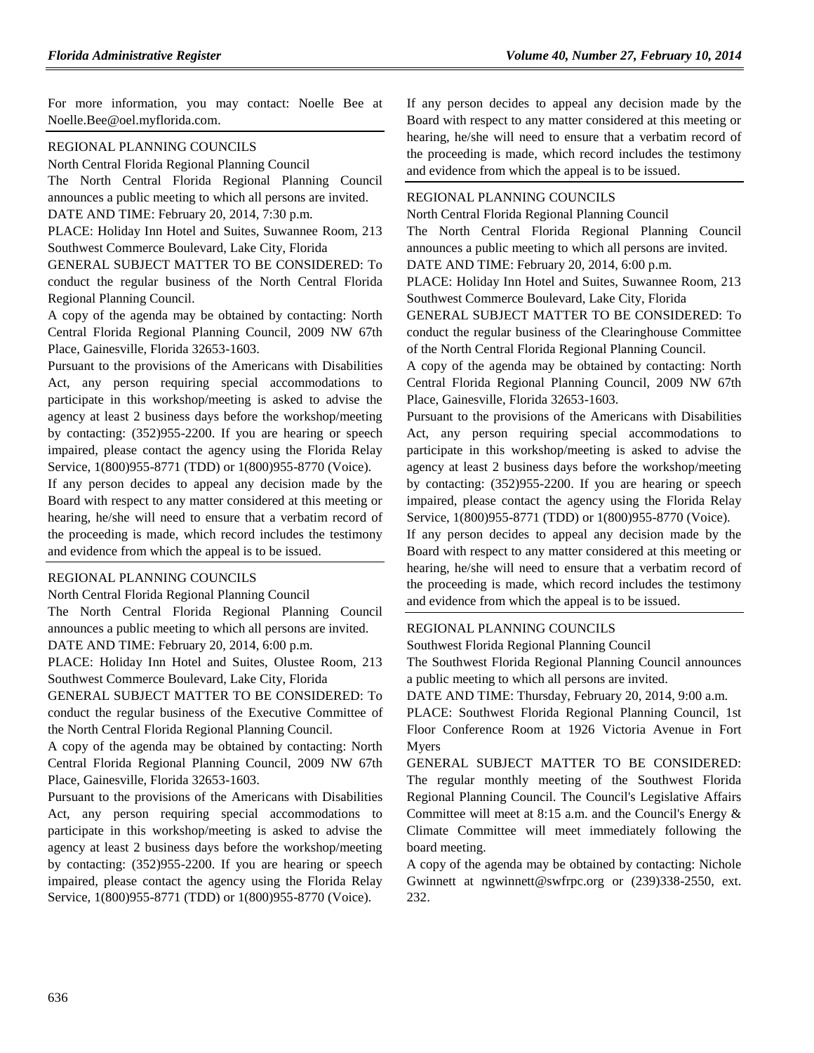For more information, you may contact: Noelle Bee at Noelle.Bee@oel.myflorida.com.

REGIONAL PLANNING COUNCILS

North Central Florida Regional Planning Council

The North Central Florida Regional Planning Council announces a public meeting to which all persons are invited.

DATE AND TIME: February 20, 2014, 7:30 p.m.

PLACE: Holiday Inn Hotel and Suites, Suwannee Room, 213 Southwest Commerce Boulevard, Lake City, Florida

GENERAL SUBJECT MATTER TO BE CONSIDERED: To conduct the regular business of the North Central Florida Regional Planning Council.

A copy of the agenda may be obtained by contacting: North Central Florida Regional Planning Council, 2009 NW 67th Place, Gainesville, Florida 32653-1603.

Pursuant to the provisions of the Americans with Disabilities Act, any person requiring special accommodations to participate in this workshop/meeting is asked to advise the agency at least 2 business days before the workshop/meeting by contacting: (352)955-2200. If you are hearing or speech impaired, please contact the agency using the Florida Relay Service, 1(800)955-8771 (TDD) or 1(800)955-8770 (Voice).

If any person decides to appeal any decision made by the Board with respect to any matter considered at this meeting or hearing, he/she will need to ensure that a verbatim record of the proceeding is made, which record includes the testimony and evidence from which the appeal is to be issued.

REGIONAL PLANNING COUNCILS

North Central Florida Regional Planning Council

The North Central Florida Regional Planning Council announces a public meeting to which all persons are invited.

DATE AND TIME: February 20, 2014, 6:00 p.m.

PLACE: Holiday Inn Hotel and Suites, Olustee Room, 213 Southwest Commerce Boulevard, Lake City, Florida

GENERAL SUBJECT MATTER TO BE CONSIDERED: To conduct the regular business of the Executive Committee of the North Central Florida Regional Planning Council.

A copy of the agenda may be obtained by contacting: North Central Florida Regional Planning Council, 2009 NW 67th Place, Gainesville, Florida 32653-1603.

Pursuant to the provisions of the Americans with Disabilities Act, any person requiring special accommodations to participate in this workshop/meeting is asked to advise the agency at least 2 business days before the workshop/meeting by contacting: (352)955-2200. If you are hearing or speech impaired, please contact the agency using the Florida Relay Service, 1(800)955-8771 (TDD) or 1(800)955-8770 (Voice).

If any person decides to appeal any decision made by the Board with respect to any matter considered at this meeting or hearing, he/she will need to ensure that a verbatim record of the proceeding is made, which record includes the testimony and evidence from which the appeal is to be issued.

REGIONAL PLANNING COUNCILS

North Central Florida Regional Planning Council

The North Central Florida Regional Planning Council announces a public meeting to which all persons are invited.

DATE AND TIME: February 20, 2014, 6:00 p.m.

PLACE: Holiday Inn Hotel and Suites, Suwannee Room, 213 Southwest Commerce Boulevard, Lake City, Florida

GENERAL SUBJECT MATTER TO BE CONSIDERED: To conduct the regular business of the Clearinghouse Committee of the North Central Florida Regional Planning Council.

A copy of the agenda may be obtained by contacting: North Central Florida Regional Planning Council, 2009 NW 67th Place, Gainesville, Florida 32653-1603.

Pursuant to the provisions of the Americans with Disabilities Act, any person requiring special accommodations to participate in this workshop/meeting is asked to advise the agency at least 2 business days before the workshop/meeting by contacting: (352)955-2200. If you are hearing or speech impaired, please contact the agency using the Florida Relay Service, 1(800)955-8771 (TDD) or 1(800)955-8770 (Voice).

If any person decides to appeal any decision made by the Board with respect to any matter considered at this meeting or hearing, he/she will need to ensure that a verbatim record of the proceeding is made, which record includes the testimony and evidence from which the appeal is to be issued.

REGIONAL PLANNING COUNCILS

Southwest Florida Regional Planning Council

The Southwest Florida Regional Planning Council announces a public meeting to which all persons are invited.

DATE AND TIME: Thursday, February 20, 2014, 9:00 a.m.

PLACE: Southwest Florida Regional Planning Council, 1st Floor Conference Room at 1926 Victoria Avenue in Fort Myers

GENERAL SUBJECT MATTER TO BE CONSIDERED: The regular monthly meeting of the Southwest Florida Regional Planning Council. The Council's Legislative Affairs Committee will meet at 8:15 a.m. and the Council's Energy & Climate Committee will meet immediately following the board meeting.

A copy of the agenda may be obtained by contacting: Nichole Gwinnett at ngwinnett@swfrpc.org or (239)338-2550, ext. 232.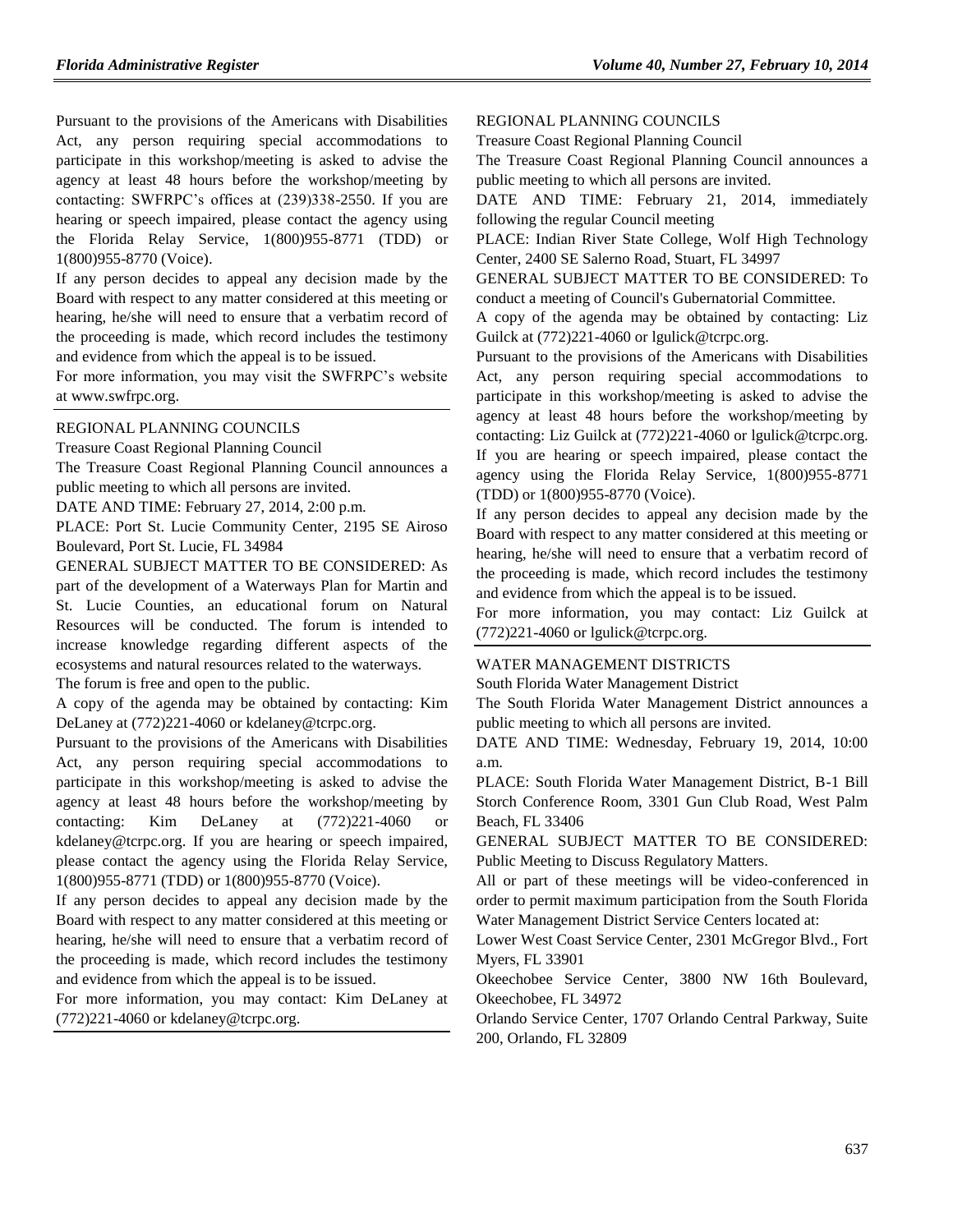Pursuant to the provisions of the Americans with Disabilities Act, any person requiring special accommodations to participate in this workshop/meeting is asked to advise the agency at least 48 hours before the workshop/meeting by contacting: SWFRPC's offices at (239)338-2550. If you are hearing or speech impaired, please contact the agency using the Florida Relay Service, 1(800)955-8771 (TDD) or 1(800)955-8770 (Voice).

If any person decides to appeal any decision made by the Board with respect to any matter considered at this meeting or hearing, he/she will need to ensure that a verbatim record of the proceeding is made, which record includes the testimony and evidence from which the appeal is to be issued.

For more information, you may visit the SWFRPC's website at www.swfrpc.org.

REGIONAL PLANNING COUNCILS

Treasure Coast Regional Planning Council

The Treasure Coast Regional Planning Council announces a public meeting to which all persons are invited.

DATE AND TIME: February 27, 2014, 2:00 p.m.

PLACE: Port St. Lucie Community Center, 2195 SE Airoso Boulevard, Port St. Lucie, FL 34984

GENERAL SUBJECT MATTER TO BE CONSIDERED: As part of the development of a Waterways Plan for Martin and St. Lucie Counties, an educational forum on Natural Resources will be conducted. The forum is intended to increase knowledge regarding different aspects of the ecosystems and natural resources related to the waterways.

The forum is free and open to the public.

A copy of the agenda may be obtained by contacting: Kim DeLaney at (772)221-4060 or kdelaney@tcrpc.org.

Pursuant to the provisions of the Americans with Disabilities Act, any person requiring special accommodations to participate in this workshop/meeting is asked to advise the agency at least 48 hours before the workshop/meeting by contacting: Kim DeLaney at (772)221-4060 or kdelaney@tcrpc.org. If you are hearing or speech impaired, please contact the agency using the Florida Relay Service, 1(800)955-8771 (TDD) or 1(800)955-8770 (Voice).

If any person decides to appeal any decision made by the Board with respect to any matter considered at this meeting or hearing, he/she will need to ensure that a verbatim record of the proceeding is made, which record includes the testimony and evidence from which the appeal is to be issued.

For more information, you may contact: Kim DeLaney at (772)221-4060 or kdelaney@tcrpc.org.

REGIONAL PLANNING COUNCILS

Treasure Coast Regional Planning Council

The Treasure Coast Regional Planning Council announces a public meeting to which all persons are invited.

DATE AND TIME: February 21, 2014, immediately following the regular Council meeting

PLACE: Indian River State College, Wolf High Technology Center, 2400 SE Salerno Road, Stuart, FL 34997

GENERAL SUBJECT MATTER TO BE CONSIDERED: To conduct a meeting of Council's Gubernatorial Committee.

A copy of the agenda may be obtained by contacting: Liz Guilck at (772)221-4060 or lgulick@tcrpc.org.

Pursuant to the provisions of the Americans with Disabilities Act, any person requiring special accommodations to participate in this workshop/meeting is asked to advise the agency at least 48 hours before the workshop/meeting by contacting: Liz Guilck at (772)221-4060 or lgulick@tcrpc.org. If you are hearing or speech impaired, please contact the agency using the Florida Relay Service, 1(800)955-8771 (TDD) or 1(800)955-8770 (Voice).

If any person decides to appeal any decision made by the Board with respect to any matter considered at this meeting or hearing, he/she will need to ensure that a verbatim record of the proceeding is made, which record includes the testimony and evidence from which the appeal is to be issued.

For more information, you may contact: Liz Guilck at (772)221-4060 or lgulick@tcrpc.org.

WATER MANAGEMENT DISTRICTS

South Florida Water Management District

The South Florida Water Management District announces a public meeting to which all persons are invited.

DATE AND TIME: Wednesday, February 19, 2014, 10:00 a.m.

PLACE: South Florida Water Management District, B-1 Bill Storch Conference Room, 3301 Gun Club Road, West Palm Beach, FL 33406

GENERAL SUBJECT MATTER TO BE CONSIDERED: Public Meeting to Discuss Regulatory Matters.

All or part of these meetings will be video-conferenced in order to permit maximum participation from the South Florida Water Management District Service Centers located at:

Lower West Coast Service Center, 2301 McGregor Blvd., Fort Myers, FL 33901

Okeechobee Service Center, 3800 NW 16th Boulevard, Okeechobee, FL 34972

Orlando Service Center, 1707 Orlando Central Parkway, Suite 200, Orlando, FL 32809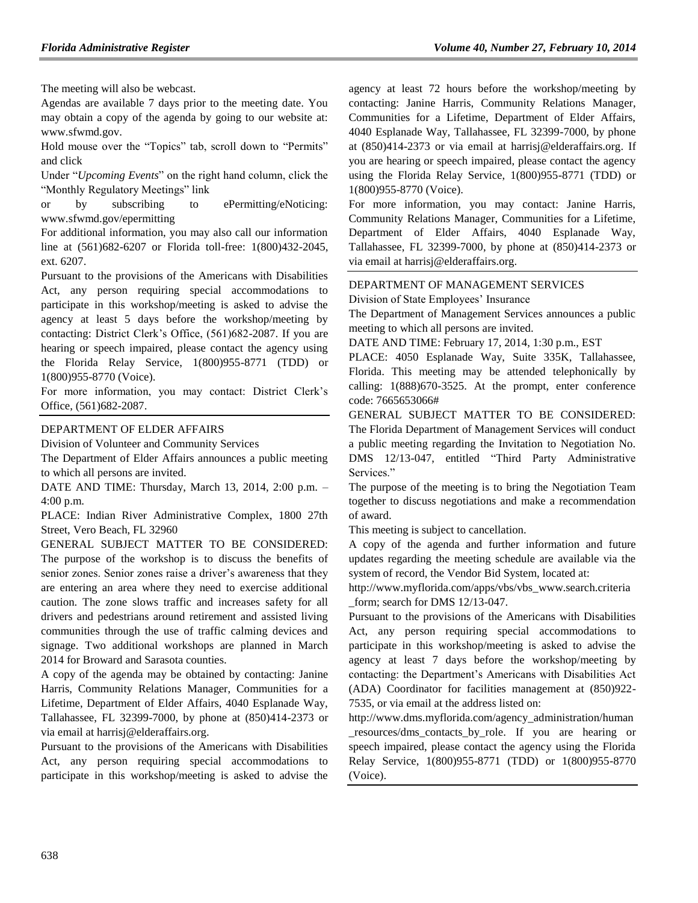The meeting will also be webcast.

Agendas are available 7 days prior to the meeting date. You may obtain a copy of the agenda by going to our website at: www.sfwmd.gov.

Hold mouse over the "Topics" tab, scroll down to "Permits" and click

Under "*Upcoming Events*" on the right hand column, click the "Monthly Regulatory Meetings" link

or by subscribing to ePermitting/eNoticing: www.sfwmd.gov/epermitting

For additional information, you may also call our information line at (561)682-6207 or Florida toll-free: 1(800)432-2045, ext. 6207.

Pursuant to the provisions of the Americans with Disabilities Act, any person requiring special accommodations to participate in this workshop/meeting is asked to advise the agency at least 5 days before the workshop/meeting by contacting: District Clerk's Office, (561)682-2087. If you are hearing or speech impaired, please contact the agency using the Florida Relay Service, 1(800)955-8771 (TDD) or 1(800)955-8770 (Voice).

For more information, you may contact: District Clerk's Office, (561)682-2087.

---

DEPARTMENT OF ELDER AFFAIRS

Division of Volunteer and Community Services

The Department of Elder Affairs announces a public meeting to which all persons are invited.

DATE AND TIME: Thursday, March 13, 2014, 2:00 p.m. – 4:00 p.m.

PLACE: Indian River Administrative Complex, 1800 27th Street, Vero Beach, FL 32960

GENERAL SUBJECT MATTER TO BE CONSIDERED: The purpose of the workshop is to discuss the benefits of senior zones. Senior zones raise a driver's awareness that they are entering an area where they need to exercise additional caution. The zone slows traffic and increases safety for all drivers and pedestrians around retirement and assisted living communities through the use of traffic calming devices and signage. Two additional workshops are planned in March 2014 for Broward and Sarasota counties.

A copy of the agenda may be obtained by contacting: Janine Harris, Community Relations Manager, Communities for a Lifetime, Department of Elder Affairs, 4040 Esplanade Way, Tallahassee, FL 32399-7000, by phone at (850)414-2373 or via email at harrisj@elderaffairs.org.

Pursuant to the provisions of the Americans with Disabilities Act, any person requiring special accommodations to participate in this workshop/meeting is asked to advise the agency at least 72 hours before the workshop/meeting by contacting: Janine Harris, Community Relations Manager, Communities for a Lifetime, Department of Elder Affairs, 4040 Esplanade Way, Tallahassee, FL 32399-7000, by phone at (850)414-2373 or via email at harrisj@elderaffairs.org. If you are hearing or speech impaired, please contact the agency using the Florida Relay Service, 1(800)955-8771 (TDD) or 1(800)955-8770 (Voice).

For more information, you may contact: Janine Harris, Community Relations Manager, Communities for a Lifetime, Department of Elder Affairs, 4040 Esplanade Way, Tallahassee, FL 32399-7000, by phone at (850)414-2373 or via email at harrisj@elderaffairs.org.

---

DEPARTMENT OF MANAGEMENT SERVICES

Division of State Employees' Insurance

The Department of Management Services announces a public meeting to which all persons are invited.

DATE AND TIME: February 17, 2014, 1:30 p.m., EST

PLACE: 4050 Esplanade Way, Suite 335K, Tallahassee, Florida. This meeting may be attended telephonically by calling: 1(888)670-3525. At the prompt, enter conference code: 7665653066#

GENERAL SUBJECT MATTER TO BE CONSIDERED: The Florida Department of Management Services will conduct a public meeting regarding the Invitation to Negotiation No. DMS 12/13-047, entitled "Third Party Administrative Services."

The purpose of the meeting is to bring the Negotiation Team together to discuss negotiations and make a recommendation of award.

This meeting is subject to cancellation.

A copy of the agenda and further information and future updates regarding the meeting schedule are available via the system of record, the Vendor Bid System, located at: http://www.myflorida.com/apps/vbs/vbs_www.search.criteria_form; search for DMS 12/13-047.

Pursuant to the provisions of the Americans with Disabilities Act, any person requiring special accommodations to participate in this workshop/meeting is asked to advise the agency at least 7 days before the workshop/meeting by contacting: the Department's Americans with Disabilities Act (ADA) Coordinator for facilities management at (850)922-7535, or via email at the address listed on: http://www.dms.myflorida.com/agency_administration/human_resources/dms_contacts_by_role. If you are hearing or speech impaired, please contact the agency using the Florida Relay Service, 1(800)955-8771 (TDD) or 1(800)955-8770 (Voice).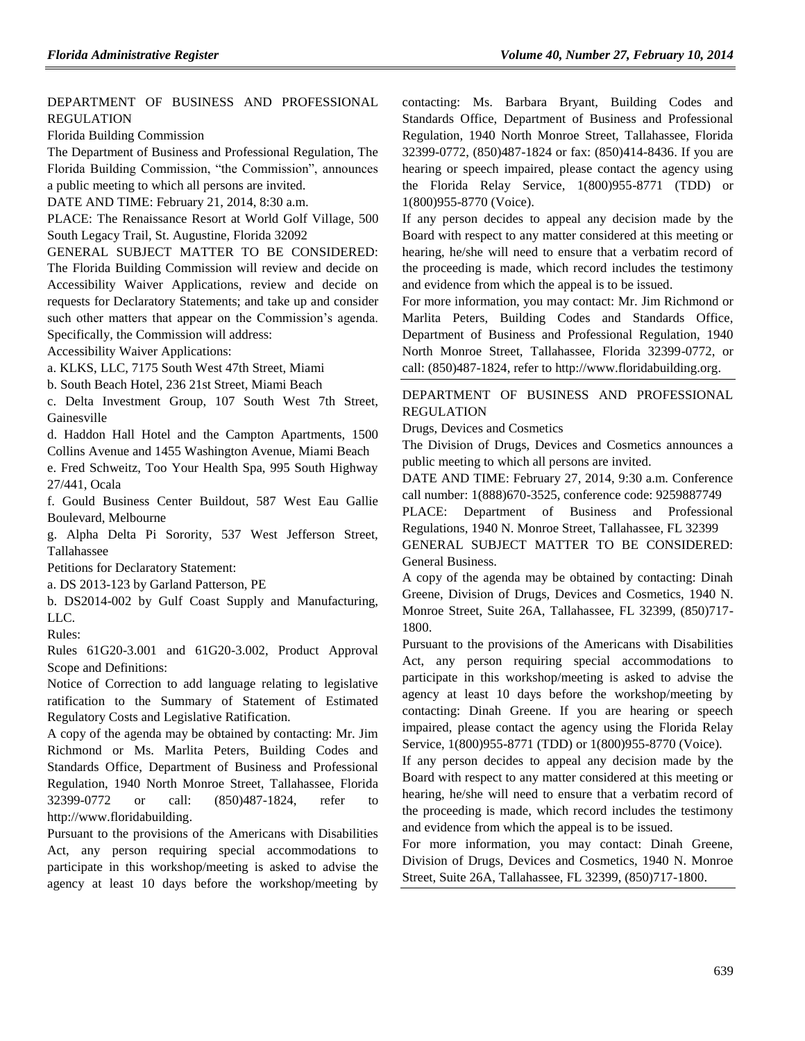DEPARTMENT OF BUSINESS AND PROFESSIONAL REGULATION

Florida Building Commission

The Department of Business and Professional Regulation, The Florida Building Commission, "the Commission", announces a public meeting to which all persons are invited.

DATE AND TIME: February 21, 2014, 8:30 a.m.

PLACE: The Renaissance Resort at World Golf Village, 500 South Legacy Trail, St. Augustine, Florida 32092

GENERAL SUBJECT MATTER TO BE CONSIDERED: The Florida Building Commission will review and decide on Accessibility Waiver Applications, review and decide on requests for Declaratory Statements; and take up and consider such other matters that appear on the Commission's agenda. Specifically, the Commission will address:

Accessibility Waiver Applications:

a. KLKS, LLC, 7175 South West 47th Street, Miami

b. South Beach Hotel, 236 21st Street, Miami Beach

c. Delta Investment Group, 107 South West 7th Street, Gainesville

d. Haddon Hall Hotel and the Campton Apartments, 1500 Collins Avenue and 1455 Washington Avenue, Miami Beach

e. Fred Schweitz, Too Your Health Spa, 995 South Highway 27/441, Ocala

f. Gould Business Center Buildout, 587 West Eau Gallie Boulevard, Melbourne

g. Alpha Delta Pi Sorority, 537 West Jefferson Street, Tallahassee

Petitions for Declaratory Statement:

a. DS 2013-123 by Garland Patterson, PE

b. DS2014-002 by Gulf Coast Supply and Manufacturing, LLC.

Rules:

Rules 61G20-3.001 and 61G20-3.002, Product Approval Scope and Definitions:

Notice of Correction to add language relating to legislative ratification to the Summary of Statement of Estimated Regulatory Costs and Legislative Ratification.

A copy of the agenda may be obtained by contacting: Mr. Jim Richmond or Ms. Marlita Peters, Building Codes and Standards Office, Department of Business and Professional Regulation, 1940 North Monroe Street, Tallahassee, Florida 32399-0772 or call: (850)487-1824, refer to http://www.floridabuilding.

Pursuant to the provisions of the Americans with Disabilities Act, any person requiring special accommodations to participate in this workshop/meeting is asked to advise the agency at least 10 days before the workshop/meeting by contacting: Ms. Barbara Bryant, Building Codes and Standards Office, Department of Business and Professional Regulation, 1940 North Monroe Street, Tallahassee, Florida 32399-0772, (850)487-1824 or fax: (850)414-8436. If you are hearing or speech impaired, please contact the agency using the Florida Relay Service, 1(800)955-8771 (TDD) or 1(800)955-8770 (Voice).

If any person decides to appeal any decision made by the Board with respect to any matter considered at this meeting or hearing, he/she will need to ensure that a verbatim record of the proceeding is made, which record includes the testimony and evidence from which the appeal is to be issued.

For more information, you may contact: Mr. Jim Richmond or Marlita Peters, Building Codes and Standards Office, Department of Business and Professional Regulation, 1940 North Monroe Street, Tallahassee, Florida 32399-0772, or call: (850)487-1824, refer to http://www.floridabuilding.org.

---

DEPARTMENT OF BUSINESS AND PROFESSIONAL REGULATION

Drugs, Devices and Cosmetics

The Division of Drugs, Devices and Cosmetics announces a public meeting to which all persons are invited.

DATE AND TIME: February 27, 2014, 9:30 a.m. Conference call number: 1(888)670-3525, conference code: 9259887749

PLACE: Department of Business and Professional Regulations, 1940 N. Monroe Street, Tallahassee, FL 32399

GENERAL SUBJECT MATTER TO BE CONSIDERED: General Business.

A copy of the agenda may be obtained by contacting: Dinah Greene, Division of Drugs, Devices and Cosmetics, 1940 N. Monroe Street, Suite 26A, Tallahassee, FL 32399, (850)717-1800.

Pursuant to the provisions of the Americans with Disabilities Act, any person requiring special accommodations to participate in this workshop/meeting is asked to advise the agency at least 10 days before the workshop/meeting by contacting: Dinah Greene. If you are hearing or speech impaired, please contact the agency using the Florida Relay Service, 1(800)955-8771 (TDD) or 1(800)955-8770 (Voice).

If any person decides to appeal any decision made by the Board with respect to any matter considered at this meeting or hearing, he/she will need to ensure that a verbatim record of the proceeding is made, which record includes the testimony and evidence from which the appeal is to be issued.

For more information, you may contact: Dinah Greene, Division of Drugs, Devices and Cosmetics, 1940 N. Monroe Street, Suite 26A, Tallahassee, FL 32399, (850)717-1800.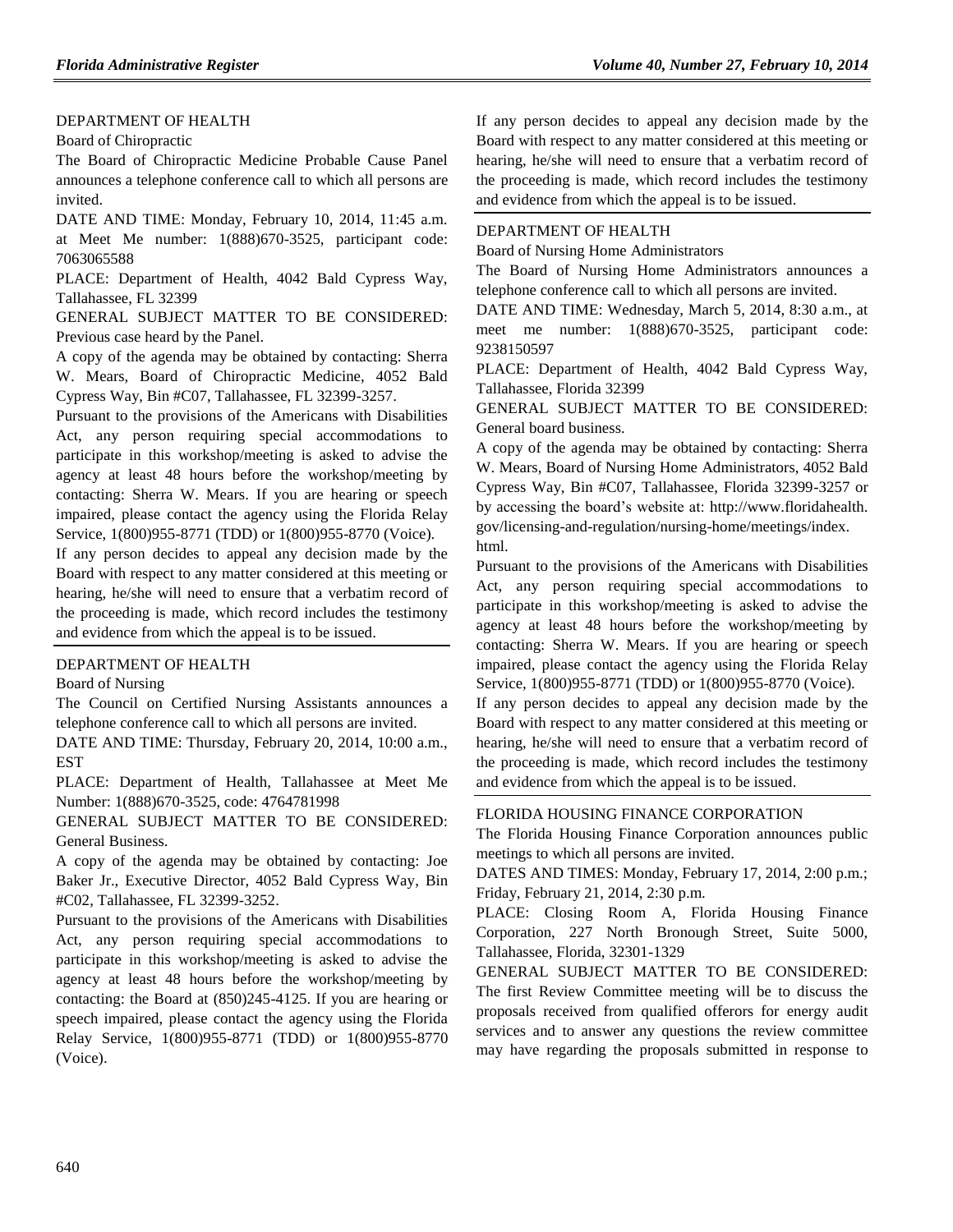DEPARTMENT OF HEALTH

Board of Chiropractic

The Board of Chiropractic Medicine Probable Cause Panel announces a telephone conference call to which all persons are invited.

DATE AND TIME: Monday, February 10, 2014, 11:45 a.m. at Meet Me number: 1(888)670-3525, participant code: 7063065588

PLACE: Department of Health, 4042 Bald Cypress Way, Tallahassee, FL 32399

GENERAL SUBJECT MATTER TO BE CONSIDERED: Previous case heard by the Panel.

A copy of the agenda may be obtained by contacting: Sherra W. Mears, Board of Chiropractic Medicine, 4052 Bald Cypress Way, Bin #C07, Tallahassee, FL 32399-3257.

Pursuant to the provisions of the Americans with Disabilities Act, any person requiring special accommodations to participate in this workshop/meeting is asked to advise the agency at least 48 hours before the workshop/meeting by contacting: Sherra W. Mears. If you are hearing or speech impaired, please contact the agency using the Florida Relay Service, 1(800)955-8771 (TDD) or 1(800)955-8770 (Voice).

If any person decides to appeal any decision made by the Board with respect to any matter considered at this meeting or hearing, he/she will need to ensure that a verbatim record of the proceeding is made, which record includes the testimony and evidence from which the appeal is to be issued.

---

DEPARTMENT OF HEALTH

Board of Nursing

The Council on Certified Nursing Assistants announces a telephone conference call to which all persons are invited.

DATE AND TIME: Thursday, February 20, 2014, 10:00 a.m., EST

PLACE: Department of Health, Tallahassee at Meet Me Number: 1(888)670-3525, code: 4764781998

GENERAL SUBJECT MATTER TO BE CONSIDERED: General Business.

A copy of the agenda may be obtained by contacting: Joe Baker Jr., Executive Director, 4052 Bald Cypress Way, Bin #C02, Tallahassee, FL 32399-3252.

Pursuant to the provisions of the Americans with Disabilities Act, any person requiring special accommodations to participate in this workshop/meeting is asked to advise the agency at least 48 hours before the workshop/meeting by contacting: the Board at (850)245-4125. If you are hearing or speech impaired, please contact the agency using the Florida Relay Service, 1(800)955-8771 (TDD) or 1(800)955-8770 (Voice).

If any person decides to appeal any decision made by the Board with respect to any matter considered at this meeting or hearing, he/she will need to ensure that a verbatim record of the proceeding is made, which record includes the testimony and evidence from which the appeal is to be issued.

---

DEPARTMENT OF HEALTH

Board of Nursing Home Administrators

The Board of Nursing Home Administrators announces a telephone conference call to which all persons are invited.

DATE AND TIME: Wednesday, March 5, 2014, 8:30 a.m., at meet me number: 1(888)670-3525, participant code: 9238150597

PLACE: Department of Health, 4042 Bald Cypress Way, Tallahassee, Florida 32399

GENERAL SUBJECT MATTER TO BE CONSIDERED: General board business.

A copy of the agenda may be obtained by contacting: Sherra W. Mears, Board of Nursing Home Administrators, 4052 Bald Cypress Way, Bin #C07, Tallahassee, Florida 32399-3257 or by accessing the board's website at: http://www.floridahealth.gov/licensing-and-regulation/nursing-home/meetings/index.html.

Pursuant to the provisions of the Americans with Disabilities Act, any person requiring special accommodations to participate in this workshop/meeting is asked to advise the agency at least 48 hours before the workshop/meeting by contacting: Sherra W. Mears. If you are hearing or speech impaired, please contact the agency using the Florida Relay Service, 1(800)955-8771 (TDD) or 1(800)955-8770 (Voice).

If any person decides to appeal any decision made by the Board with respect to any matter considered at this meeting or hearing, he/she will need to ensure that a verbatim record of the proceeding is made, which record includes the testimony and evidence from which the appeal is to be issued.

---

FLORIDA HOUSING FINANCE CORPORATION

The Florida Housing Finance Corporation announces public meetings to which all persons are invited.

DATES AND TIMES: Monday, February 17, 2014, 2:00 p.m.; Friday, February 21, 2014, 2:30 p.m.

PLACE: Closing Room A, Florida Housing Finance Corporation, 227 North Bronough Street, Suite 5000, Tallahassee, Florida, 32301-1329

GENERAL SUBJECT MATTER TO BE CONSIDERED: The first Review Committee meeting will be to discuss the proposals received from qualified offerors for energy audit services and to answer any questions the review committee may have regarding the proposals submitted in response to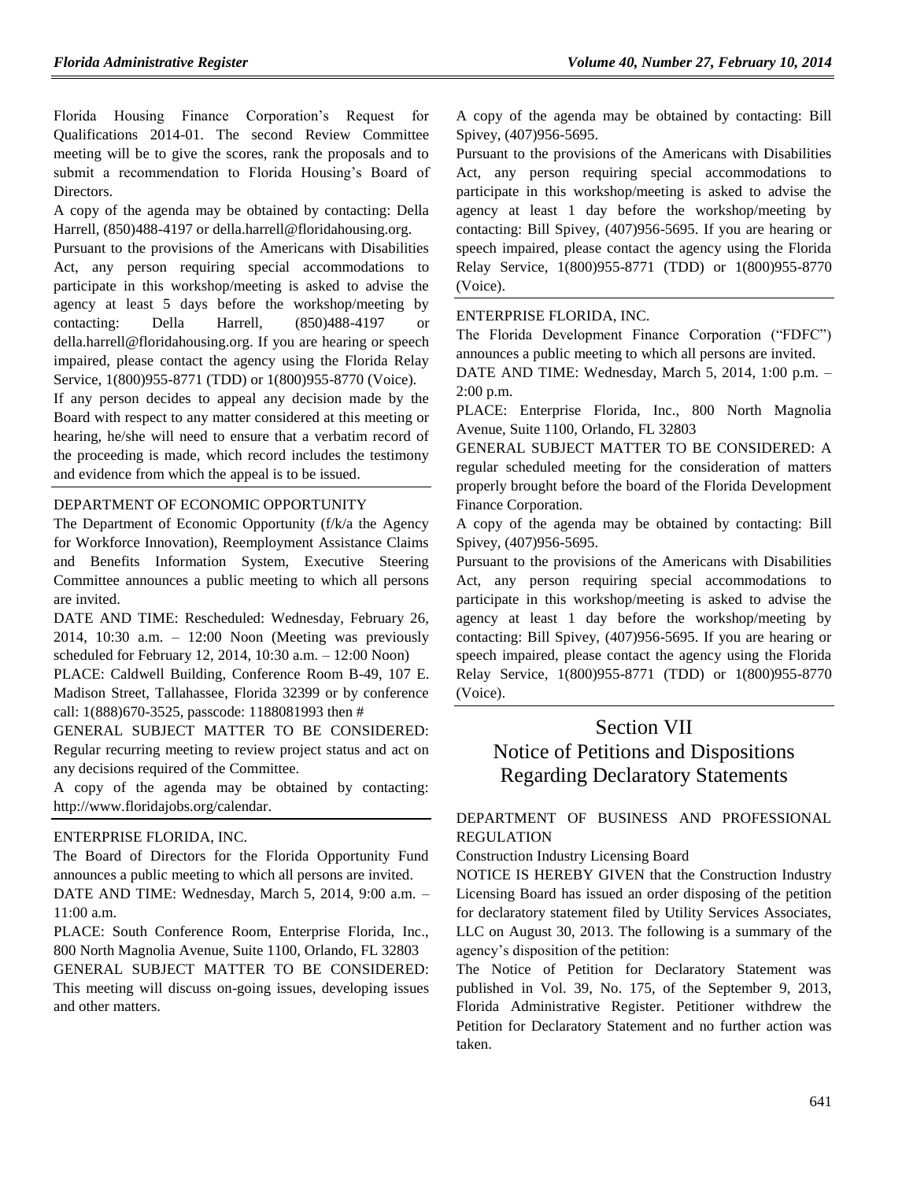Florida Housing Finance Corporation's Request for Qualifications 2014-01. The second Review Committee meeting will be to give the scores, rank the proposals and to submit a recommendation to Florida Housing's Board of Directors.

A copy of the agenda may be obtained by contacting: Della Harrell, (850)488-4197 or della.harrell@floridahousing.org.

Pursuant to the provisions of the Americans with Disabilities Act, any person requiring special accommodations to participate in this workshop/meeting is asked to advise the agency at least 5 days before the workshop/meeting by contacting: Della Harrell, (850)488-4197 or della.harrell@floridahousing.org. If you are hearing or speech impaired, please contact the agency using the Florida Relay Service, 1(800)955-8771 (TDD) or 1(800)955-8770 (Voice).

If any person decides to appeal any decision made by the Board with respect to any matter considered at this meeting or hearing, he/she will need to ensure that a verbatim record of the proceeding is made, which record includes the testimony and evidence from which the appeal is to be issued.

---

DEPARTMENT OF ECONOMIC OPPORTUNITY

The Department of Economic Opportunity (f/k/a the Agency for Workforce Innovation), Reemployment Assistance Claims and Benefits Information System, Executive Steering Committee announces a public meeting to which all persons are invited.

DATE AND TIME: Rescheduled: Wednesday, February 26, 2014, 10:30 a.m. – 12:00 Noon (Meeting was previously scheduled for February 12, 2014, 10:30 a.m. – 12:00 Noon)

PLACE: Caldwell Building, Conference Room B-49, 107 E. Madison Street, Tallahassee, Florida 32399 or by conference call: 1(888)670-3525, passcode: 1188081993 then #

GENERAL SUBJECT MATTER TO BE CONSIDERED: Regular recurring meeting to review project status and act on any decisions required of the Committee.

A copy of the agenda may be obtained by contacting: http://www.floridajobs.org/calendar.

---

ENTERPRISE FLORIDA, INC.

The Board of Directors for the Florida Opportunity Fund announces a public meeting to which all persons are invited.

DATE AND TIME: Wednesday, March 5, 2014, 9:00 a.m. – 11:00 a.m.

PLACE: South Conference Room, Enterprise Florida, Inc., 800 North Magnolia Avenue, Suite 1100, Orlando, FL 32803

GENERAL SUBJECT MATTER TO BE CONSIDERED: This meeting will discuss on-going issues, developing issues and other matters.

A copy of the agenda may be obtained by contacting: Bill Spivey, (407)956-5695.

Pursuant to the provisions of the Americans with Disabilities Act, any person requiring special accommodations to participate in this workshop/meeting is asked to advise the agency at least 1 day before the workshop/meeting by contacting: Bill Spivey, (407)956-5695. If you are hearing or speech impaired, please contact the agency using the Florida Relay Service, 1(800)955-8771 (TDD) or 1(800)955-8770 (Voice).

---

ENTERPRISE FLORIDA, INC.

The Florida Development Finance Corporation ("FDFC") announces a public meeting to which all persons are invited.

DATE AND TIME: Wednesday, March 5, 2014, 1:00 p.m. – 2:00 p.m.

PLACE: Enterprise Florida, Inc., 800 North Magnolia Avenue, Suite 1100, Orlando, FL 32803

GENERAL SUBJECT MATTER TO BE CONSIDERED: A regular scheduled meeting for the consideration of matters properly brought before the board of the Florida Development Finance Corporation.

A copy of the agenda may be obtained by contacting: Bill Spivey, (407)956-5695.

Pursuant to the provisions of the Americans with Disabilities Act, any person requiring special accommodations to participate in this workshop/meeting is asked to advise the agency at least 1 day before the workshop/meeting by contacting: Bill Spivey, (407)956-5695. If you are hearing or speech impaired, please contact the agency using the Florida Relay Service, 1(800)955-8771 (TDD) or 1(800)955-8770 (Voice).

---

# Section VII
# Notice of Petitions and Dispositions Regarding Declaratory Statements

DEPARTMENT OF BUSINESS AND PROFESSIONAL REGULATION

Construction Industry Licensing Board

NOTICE IS HEREBY GIVEN that the Construction Industry Licensing Board has issued an order disposing of the petition for declaratory statement filed by Utility Services Associates, LLC on August 30, 2013. The following is a summary of the agency's disposition of the petition:

The Notice of Petition for Declaratory Statement was published in Vol. 39, No. 175, of the September 9, 2013, Florida Administrative Register. Petitioner withdrew the Petition for Declaratory Statement and no further action was taken.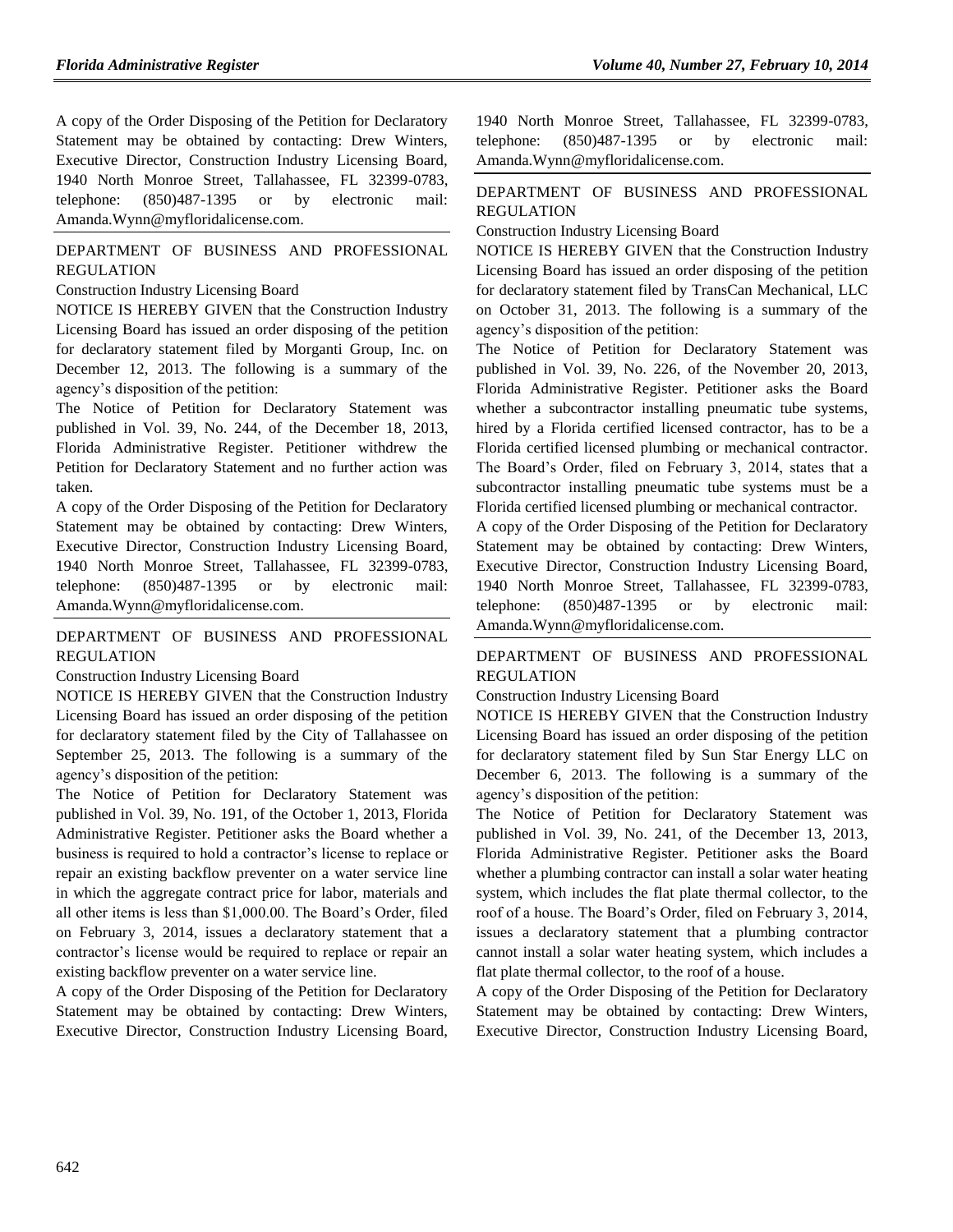A copy of the Order Disposing of the Petition for Declaratory Statement may be obtained by contacting: Drew Winters, Executive Director, Construction Industry Licensing Board, 1940 North Monroe Street, Tallahassee, FL 32399-0783, telephone: (850)487-1395 or by electronic mail: Amanda.Wynn@myfloridalicense.com.

## DEPARTMENT OF BUSINESS AND PROFESSIONAL REGULATION

Construction Industry Licensing Board

NOTICE IS HEREBY GIVEN that the Construction Industry Licensing Board has issued an order disposing of the petition for declaratory statement filed by Morganti Group, Inc. on December 12, 2013. The following is a summary of the agency's disposition of the petition:

The Notice of Petition for Declaratory Statement was published in Vol. 39, No. 244, of the December 18, 2013, Florida Administrative Register. Petitioner withdrew the Petition for Declaratory Statement and no further action was taken.

A copy of the Order Disposing of the Petition for Declaratory Statement may be obtained by contacting: Drew Winters, Executive Director, Construction Industry Licensing Board, 1940 North Monroe Street, Tallahassee, FL 32399-0783, telephone: (850)487-1395 or by electronic mail: Amanda.Wynn@myfloridalicense.com.

## DEPARTMENT OF BUSINESS AND PROFESSIONAL REGULATION

Construction Industry Licensing Board

NOTICE IS HEREBY GIVEN that the Construction Industry Licensing Board has issued an order disposing of the petition for declaratory statement filed by the City of Tallahassee on September 25, 2013. The following is a summary of the agency's disposition of the petition:

The Notice of Petition for Declaratory Statement was published in Vol. 39, No. 191, of the October 1, 2013, Florida Administrative Register. Petitioner asks the Board whether a business is required to hold a contractor's license to replace or repair an existing backflow preventer on a water service line in which the aggregate contract price for labor, materials and all other items is less than $1,000.00. The Board's Order, filed on February 3, 2014, issues a declaratory statement that a contractor's license would be required to replace or repair an existing backflow preventer on a water service line.

A copy of the Order Disposing of the Petition for Declaratory Statement may be obtained by contacting: Drew Winters, Executive Director, Construction Industry Licensing Board, 1940 North Monroe Street, Tallahassee, FL 32399-0783, telephone: (850)487-1395 or by electronic mail: Amanda.Wynn@myfloridalicense.com.

## DEPARTMENT OF BUSINESS AND PROFESSIONAL REGULATION

Construction Industry Licensing Board

NOTICE IS HEREBY GIVEN that the Construction Industry Licensing Board has issued an order disposing of the petition for declaratory statement filed by TransCan Mechanical, LLC on October 31, 2013. The following is a summary of the agency's disposition of the petition:

The Notice of Petition for Declaratory Statement was published in Vol. 39, No. 226, of the November 20, 2013, Florida Administrative Register. Petitioner asks the Board whether a subcontractor installing pneumatic tube systems, hired by a Florida certified licensed contractor, has to be a Florida certified licensed plumbing or mechanical contractor. The Board's Order, filed on February 3, 2014, states that a subcontractor installing pneumatic tube systems must be a Florida certified licensed plumbing or mechanical contractor.

A copy of the Order Disposing of the Petition for Declaratory Statement may be obtained by contacting: Drew Winters, Executive Director, Construction Industry Licensing Board, 1940 North Monroe Street, Tallahassee, FL 32399-0783, telephone: (850)487-1395 or by electronic mail: Amanda.Wynn@myfloridalicense.com.

## DEPARTMENT OF BUSINESS AND PROFESSIONAL REGULATION

Construction Industry Licensing Board

NOTICE IS HEREBY GIVEN that the Construction Industry Licensing Board has issued an order disposing of the petition for declaratory statement filed by Sun Star Energy LLC on December 6, 2013. The following is a summary of the agency's disposition of the petition:

The Notice of Petition for Declaratory Statement was published in Vol. 39, No. 241, of the December 13, 2013, Florida Administrative Register. Petitioner asks the Board whether a plumbing contractor can install a solar water heating system, which includes the flat plate thermal collector, to the roof of a house. The Board's Order, filed on February 3, 2014, issues a declaratory statement that a plumbing contractor cannot install a solar water heating system, which includes a flat plate thermal collector, to the roof of a house.

A copy of the Order Disposing of the Petition for Declaratory Statement may be obtained by contacting: Drew Winters, Executive Director, Construction Industry Licensing Board,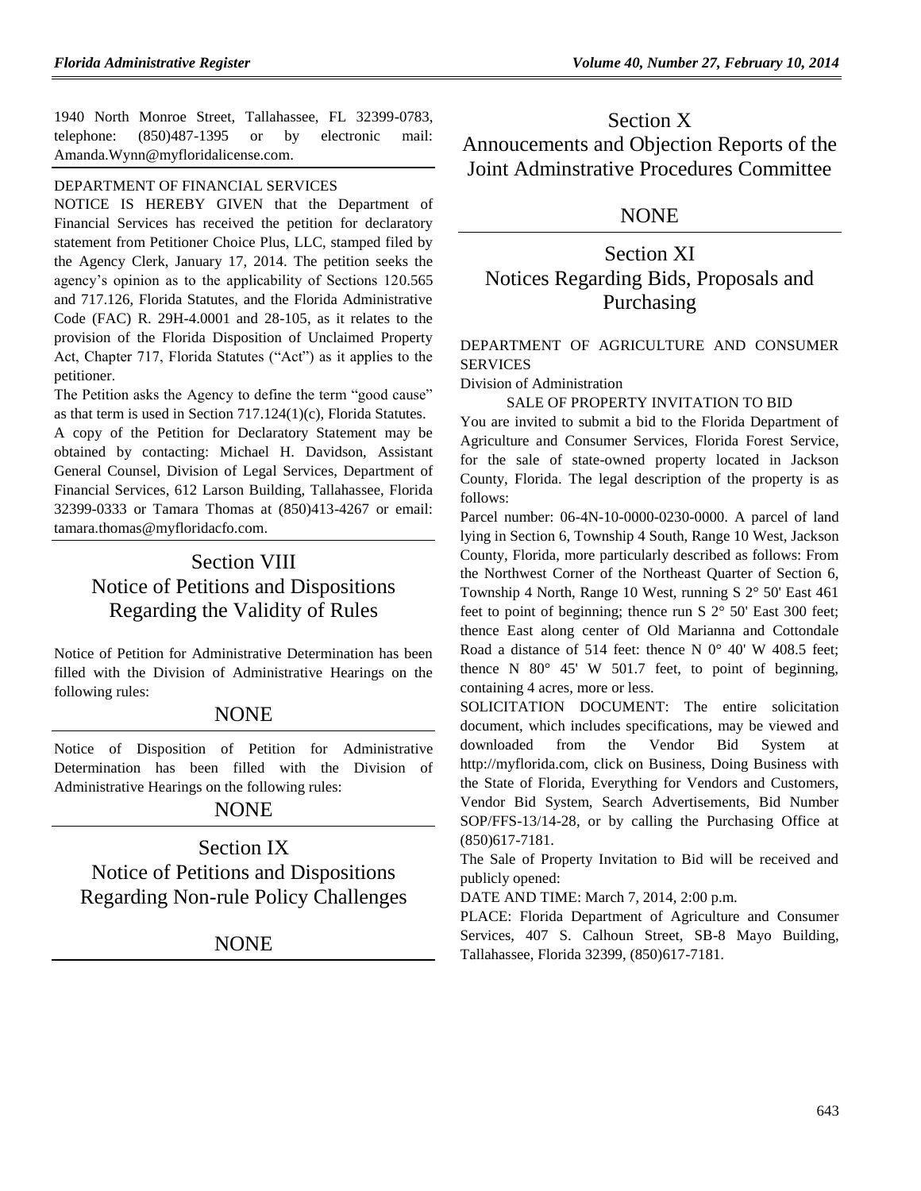1940 North Monroe Street, Tallahassee, FL 32399-0783, telephone: (850)487-1395 or by electronic mail: Amanda.Wynn@myfloridalicense.com.

DEPARTMENT OF FINANCIAL SERVICES

NOTICE IS HEREBY GIVEN that the Department of Financial Services has received the petition for declaratory statement from Petitioner Choice Plus, LLC, stamped filed by the Agency Clerk, January 17, 2014. The petition seeks the agency's opinion as to the applicability of Sections 120.565 and 717.126, Florida Statutes, and the Florida Administrative Code (FAC) R. 29H-4.0001 and 28-105, as it relates to the provision of the Florida Disposition of Unclaimed Property Act, Chapter 717, Florida Statutes ("Act") as it applies to the petitioner.

The Petition asks the Agency to define the term "good cause" as that term is used in Section 717.124(1)(c), Florida Statutes.

A copy of the Petition for Declaratory Statement may be obtained by contacting: Michael H. Davidson, Assistant General Counsel, Division of Legal Services, Department of Financial Services, 612 Larson Building, Tallahassee, Florida 32399-0333 or Tamara Thomas at (850)413-4267 or email: tamara.thomas@myfloridacfo.com.

# Section VIII
# Notice of Petitions and Dispositions Regarding the Validity of Rules

Notice of Petition for Administrative Determination has been filled with the Division of Administrative Hearings on the following rules:

NONE

Notice of Disposition of Petition for Administrative Determination has been filled with the Division of Administrative Hearings on the following rules:

NONE

# Section IX
# Notice of Petitions and Dispositions Regarding Non-rule Policy Challenges

NONE

# Section X
# Annoucements and Objection Reports of the Joint Adminstrative Procedures Committee

NONE

# Section XI
# Notices Regarding Bids, Proposals and Purchasing

DEPARTMENT OF AGRICULTURE AND CONSUMER SERVICES

Division of Administration

SALE OF PROPERTY INVITATION TO BID

You are invited to submit a bid to the Florida Department of Agriculture and Consumer Services, Florida Forest Service, for the sale of state-owned property located in Jackson County, Florida. The legal description of the property is as follows:

Parcel number: 06-4N-10-0000-0230-0000. A parcel of land lying in Section 6, Township 4 South, Range 10 West, Jackson County, Florida, more particularly described as follows: From the Northwest Corner of the Northeast Quarter of Section 6, Township 4 North, Range 10 West, running S 2° 50' East 461 feet to point of beginning; thence run S 2° 50' East 300 feet; thence East along center of Old Marianna and Cottondale Road a distance of 514 feet: thence N 0° 40' W 408.5 feet; thence N 80° 45' W 501.7 feet, to point of beginning, containing 4 acres, more or less.

SOLICITATION DOCUMENT: The entire solicitation document, which includes specifications, may be viewed and downloaded from the Vendor Bid System at http://myflorida.com, click on Business, Doing Business with the State of Florida, Everything for Vendors and Customers, Vendor Bid System, Search Advertisements, Bid Number SOP/FFS-13/14-28, or by calling the Purchasing Office at (850)617-7181.

The Sale of Property Invitation to Bid will be received and publicly opened:

DATE AND TIME: March 7, 2014, 2:00 p.m.

PLACE: Florida Department of Agriculture and Consumer Services, 407 S. Calhoun Street, SB-8 Mayo Building, Tallahassee, Florida 32399, (850)617-7181.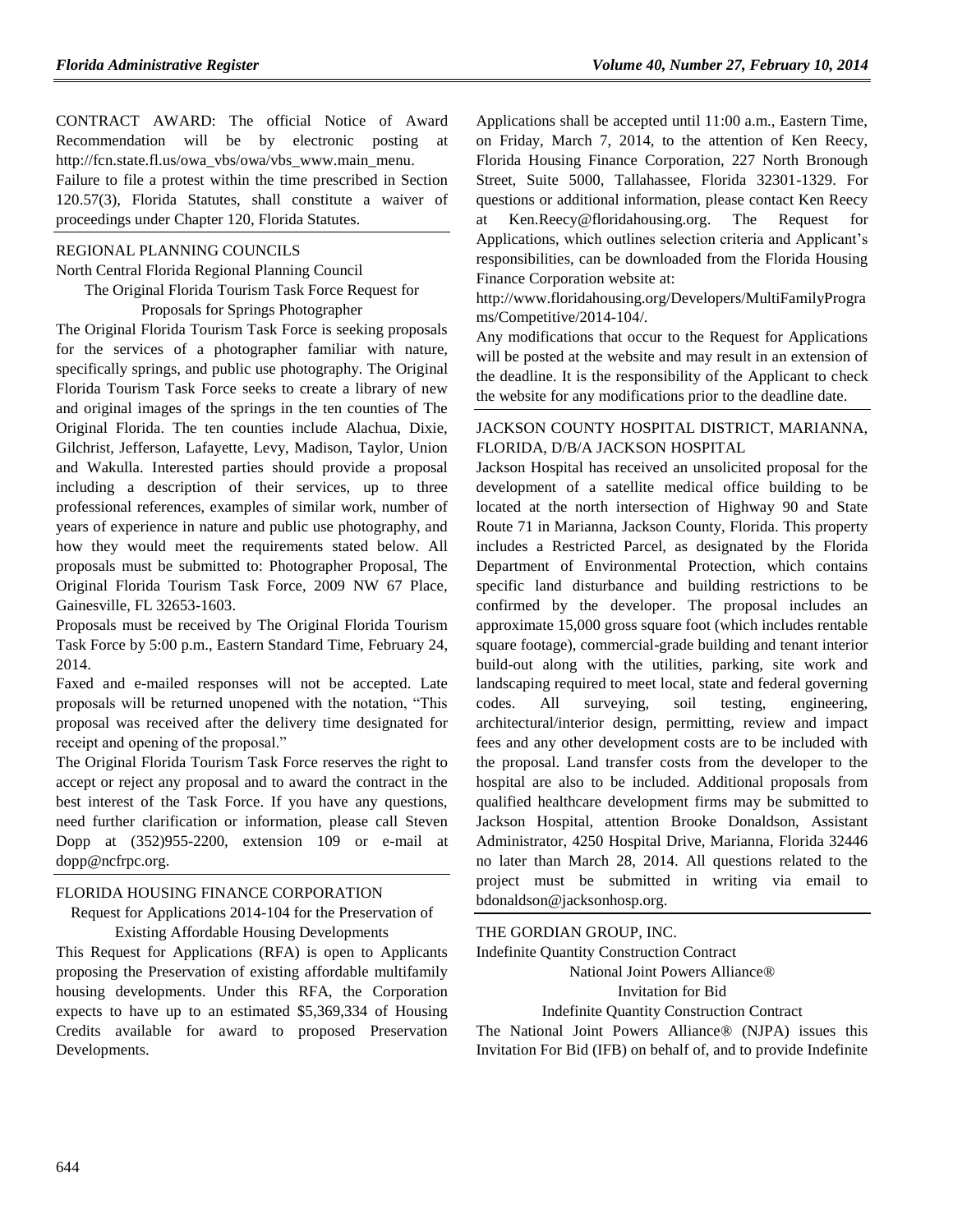CONTRACT AWARD: The official Notice of Award Recommendation will be by electronic posting at http://fcn.state.fl.us/owa_vbs/owa/vbs_www.main_menu.

Failure to file a protest within the time prescribed in Section 120.57(3), Florida Statutes, shall constitute a waiver of proceedings under Chapter 120, Florida Statutes.

## REGIONAL PLANNING COUNCILS

North Central Florida Regional Planning Council

The Original Florida Tourism Task Force Request for Proposals for Springs Photographer

The Original Florida Tourism Task Force is seeking proposals for the services of a photographer familiar with nature, specifically springs, and public use photography. The Original Florida Tourism Task Force seeks to create a library of new and original images of the springs in the ten counties of The Original Florida. The ten counties include Alachua, Dixie, Gilchrist, Jefferson, Lafayette, Levy, Madison, Taylor, Union and Wakulla. Interested parties should provide a proposal including a description of their services, up to three professional references, examples of similar work, number of years of experience in nature and public use photography, and how they would meet the requirements stated below. All proposals must be submitted to: Photographer Proposal, The Original Florida Tourism Task Force, 2009 NW 67 Place, Gainesville, FL 32653-1603.

Proposals must be received by The Original Florida Tourism Task Force by 5:00 p.m., Eastern Standard Time, February 24, 2014.

Faxed and e-mailed responses will not be accepted. Late proposals will be returned unopened with the notation, "This proposal was received after the delivery time designated for receipt and opening of the proposal."

The Original Florida Tourism Task Force reserves the right to accept or reject any proposal and to award the contract in the best interest of the Task Force. If you have any questions, need further clarification or information, please call Steven Dopp at (352)955-2200, extension 109 or e-mail at dopp@ncfrpc.org.

## FLORIDA HOUSING FINANCE CORPORATION

Request for Applications 2014-104 for the Preservation of Existing Affordable Housing Developments

This Request for Applications (RFA) is open to Applicants proposing the Preservation of existing affordable multifamily housing developments. Under this RFA, the Corporation expects to have up to an estimated $5,369,334 of Housing Credits available for award to proposed Preservation Developments.

Applications shall be accepted until 11:00 a.m., Eastern Time, on Friday, March 7, 2014, to the attention of Ken Reecy, Florida Housing Finance Corporation, 227 North Bronough Street, Suite 5000, Tallahassee, Florida 32301-1329. For questions or additional information, please contact Ken Reecy at Ken.Reecy@floridahousing.org. The Request for Applications, which outlines selection criteria and Applicant's responsibilities, can be downloaded from the Florida Housing Finance Corporation website at:

http://www.floridahousing.org/Developers/MultiFamilyPrograms/Competitive/2014-104/.

Any modifications that occur to the Request for Applications will be posted at the website and may result in an extension of the deadline. It is the responsibility of the Applicant to check the website for any modifications prior to the deadline date.

## JACKSON COUNTY HOSPITAL DISTRICT, MARIANNA, FLORIDA, D/B/A JACKSON HOSPITAL

Jackson Hospital has received an unsolicited proposal for the development of a satellite medical office building to be located at the north intersection of Highway 90 and State Route 71 in Marianna, Jackson County, Florida. This property includes a Restricted Parcel, as designated by the Florida Department of Environmental Protection, which contains specific land disturbance and building restrictions to be confirmed by the developer. The proposal includes an approximate 15,000 gross square foot (which includes rentable square footage), commercial-grade building and tenant interior build-out along with the utilities, parking, site work and landscaping required to meet local, state and federal governing codes. All surveying, soil testing, engineering, architectural/interior design, permitting, review and impact fees and any other development costs are to be included with the proposal. Land transfer costs from the developer to the hospital are also to be included. Additional proposals from qualified healthcare development firms may be submitted to Jackson Hospital, attention Brooke Donaldson, Assistant Administrator, 4250 Hospital Drive, Marianna, Florida 32446 no later than March 28, 2014. All questions related to the project must be submitted in writing via email to bdonaldson@jacksonhosp.org.

## THE GORDIAN GROUP, INC.

Indefinite Quantity Construction Contract

National Joint Powers Alliance®

Invitation for Bid

Indefinite Quantity Construction Contract

The National Joint Powers Alliance® (NJPA) issues this Invitation For Bid (IFB) on behalf of, and to provide Indefinite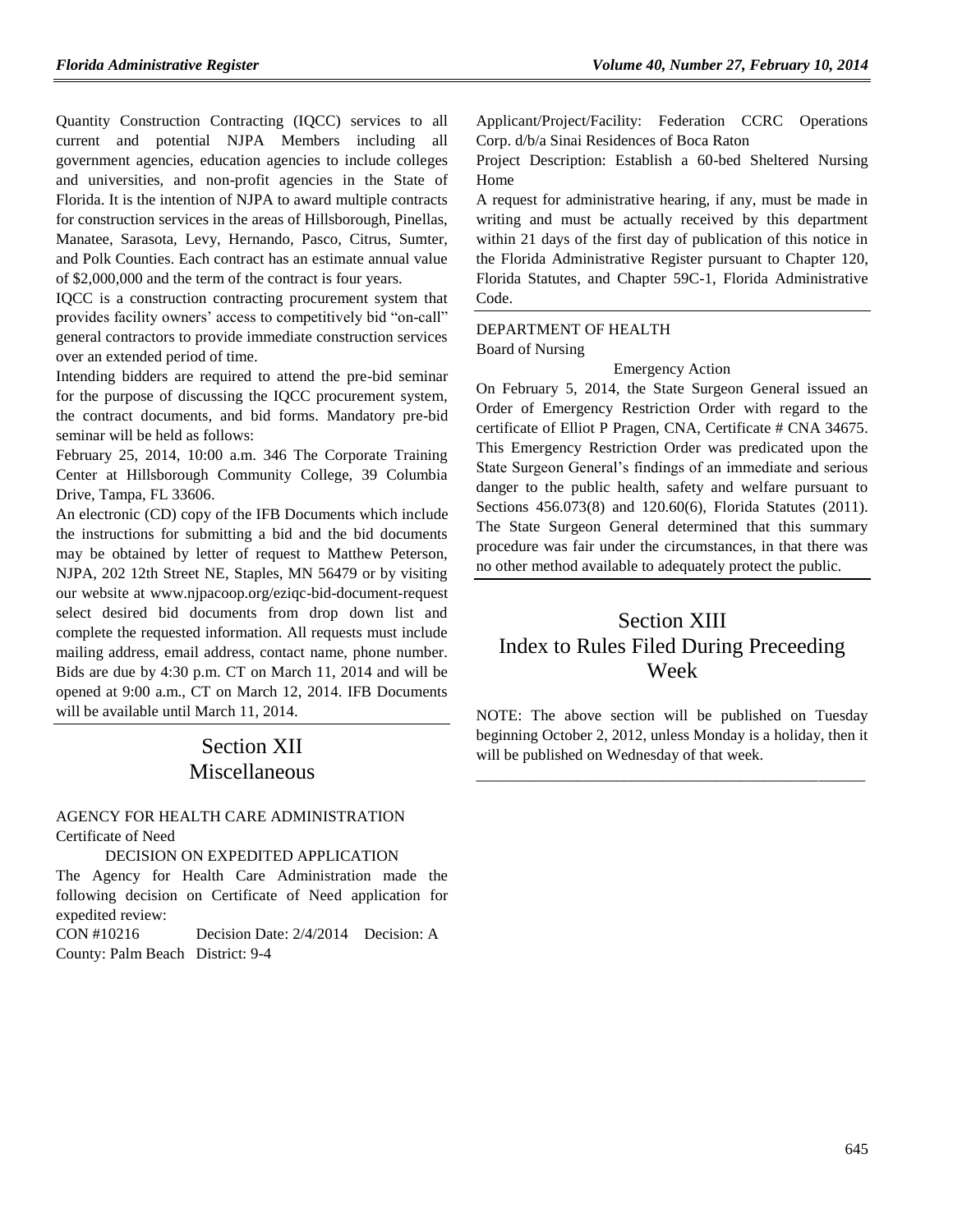Quantity Construction Contracting (IQCC) services to all current and potential NJPA Members including all government agencies, education agencies to include colleges and universities, and non-profit agencies in the State of Florida. It is the intention of NJPA to award multiple contracts for construction services in the areas of Hillsborough, Pinellas, Manatee, Sarasota, Levy, Hernando, Pasco, Citrus, Sumter, and Polk Counties. Each contract has an estimate annual value of $2,000,000 and the term of the contract is four years.

IQCC is a construction contracting procurement system that provides facility owners' access to competitively bid "on-call" general contractors to provide immediate construction services over an extended period of time.

Intending bidders are required to attend the pre-bid seminar for the purpose of discussing the IQCC procurement system, the contract documents, and bid forms. Mandatory pre-bid seminar will be held as follows:

February 25, 2014, 10:00 a.m. 346 The Corporate Training Center at Hillsborough Community College, 39 Columbia Drive, Tampa, FL 33606.

An electronic (CD) copy of the IFB Documents which include the instructions for submitting a bid and the bid documents may be obtained by letter of request to Matthew Peterson, NJPA, 202 12th Street NE, Staples, MN 56479 or by visiting our website at www.njpacoop.org/eziqc-bid-document-request select desired bid documents from drop down list and complete the requested information. All requests must include mailing address, email address, contact name, phone number. Bids are due by 4:30 p.m. CT on March 11, 2014 and will be opened at 9:00 a.m., CT on March 12, 2014. IFB Documents will be available until March 11, 2014.

# Section XII
# Miscellaneous

AGENCY FOR HEALTH CARE ADMINISTRATION

Certificate of Need

DECISION ON EXPEDITED APPLICATION

The Agency for Health Care Administration made the following decision on Certificate of Need application for expedited review:

CON #10216 Decision Date: 2/4/2014 Decision: A

County: Palm Beach District: 9-4

Applicant/Project/Facility: Federation CCRC Operations Corp. d/b/a Sinai Residences of Boca Raton

Project Description: Establish a 60-bed Sheltered Nursing Home

A request for administrative hearing, if any, must be made in writing and must be actually received by this department within 21 days of the first day of publication of this notice in the Florida Administrative Register pursuant to Chapter 120, Florida Statutes, and Chapter 59C-1, Florida Administrative Code.

DEPARTMENT OF HEALTH

Board of Nursing

Emergency Action

On February 5, 2014, the State Surgeon General issued an Order of Emergency Restriction Order with regard to the certificate of Elliot P Pragen, CNA, Certificate # CNA 34675. This Emergency Restriction Order was predicated upon the State Surgeon General's findings of an immediate and serious danger to the public health, safety and welfare pursuant to Sections 456.073(8) and 120.60(6), Florida Statutes (2011). The State Surgeon General determined that this summary procedure was fair under the circumstances, in that there was no other method available to adequately protect the public.

# Section XIII
# Index to Rules Filed During Preceeding Week

NOTE: The above section will be published on Tuesday beginning October 2, 2012, unless Monday is a holiday, then it will be published on Wednesday of that week.